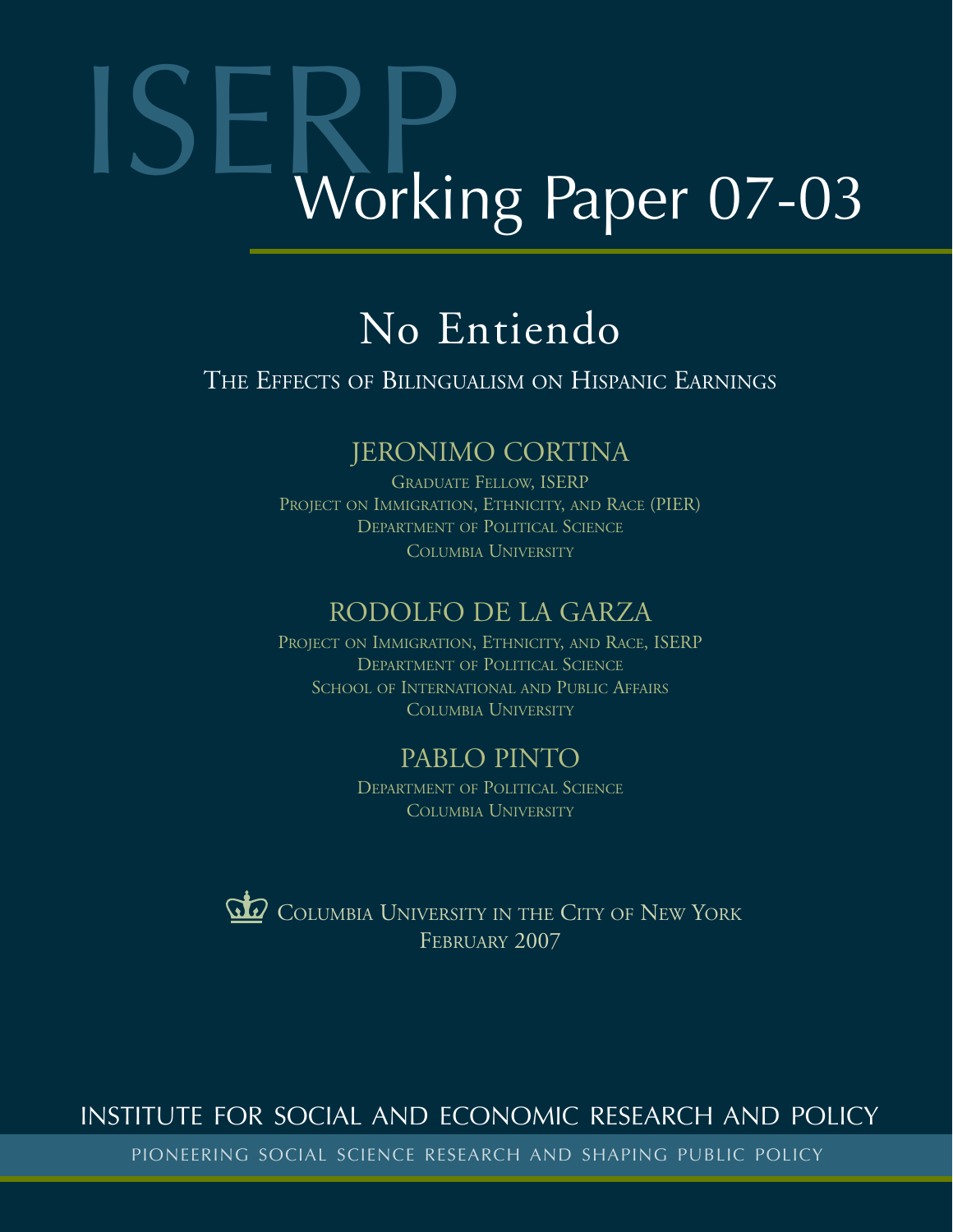# ISERP Working Paper 07-03

## No Entiendo

### The Effects of Bilingualism on Hispanic Earnings

**JERONIMO CORTINA**

Graduate Fellow, ISERP
Project on Immigration, Ethnicity, and Race (PIER)
Department of Political Science
Columbia University

**RODOLFO DE LA GARZA**

Project on Immigration, Ethnicity, and Race, ISERP
Department of Political Science
School of International and Public Affairs
Columbia University

**PABLO PINTO**

Department of Political Science
Columbia University

Columbia University in the City of New York
February 2007

INSTITUTE FOR SOCIAL AND ECONOMIC RESEARCH AND POLICY

PIONEERING SOCIAL SCIENCE RESEARCH AND SHAPING PUBLIC POLICY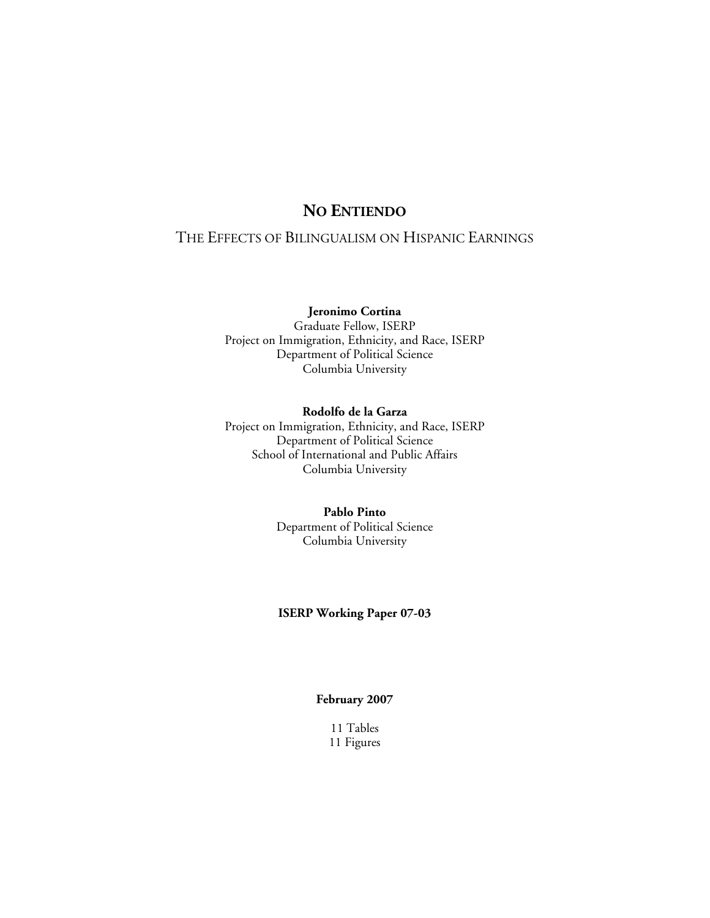# NO ENTIENDO

## THE EFFECTS OF BILINGUALISM ON HISPANIC EARNINGS

**Jeronimo Cortina**
Graduate Fellow, ISERP
Project on Immigration, Ethnicity, and Race, ISERP
Department of Political Science
Columbia University

**Rodolfo de la Garza**
Project on Immigration, Ethnicity, and Race, ISERP
Department of Political Science
School of International and Public Affairs
Columbia University

**Pablo Pinto**
Department of Political Science
Columbia University

**ISERP Working Paper 07-03**

**February 2007**

11 Tables
11 Figures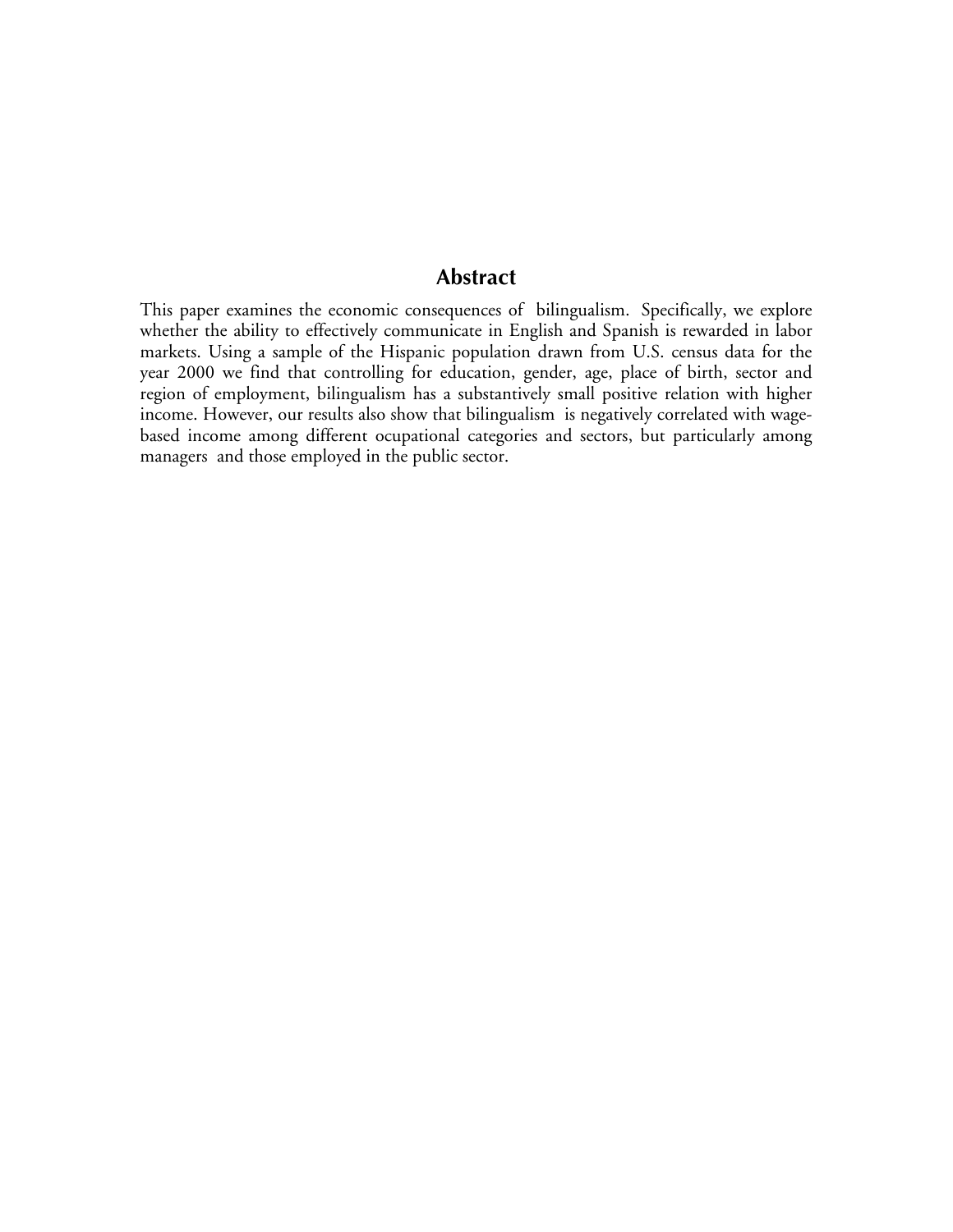## Abstract

This paper examines the economic consequences of bilingualism. Specifically, we explore whether the ability to effectively communicate in English and Spanish is rewarded in labor markets. Using a sample of the Hispanic population drawn from U.S. census data for the year 2000 we find that controlling for education, gender, age, place of birth, sector and region of employment, bilingualism has a substantively small positive relation with higher income. However, our results also show that bilingualism is negatively correlated with wage-based income among different ocupational categories and sectors, but particularly among managers and those employed in the public sector.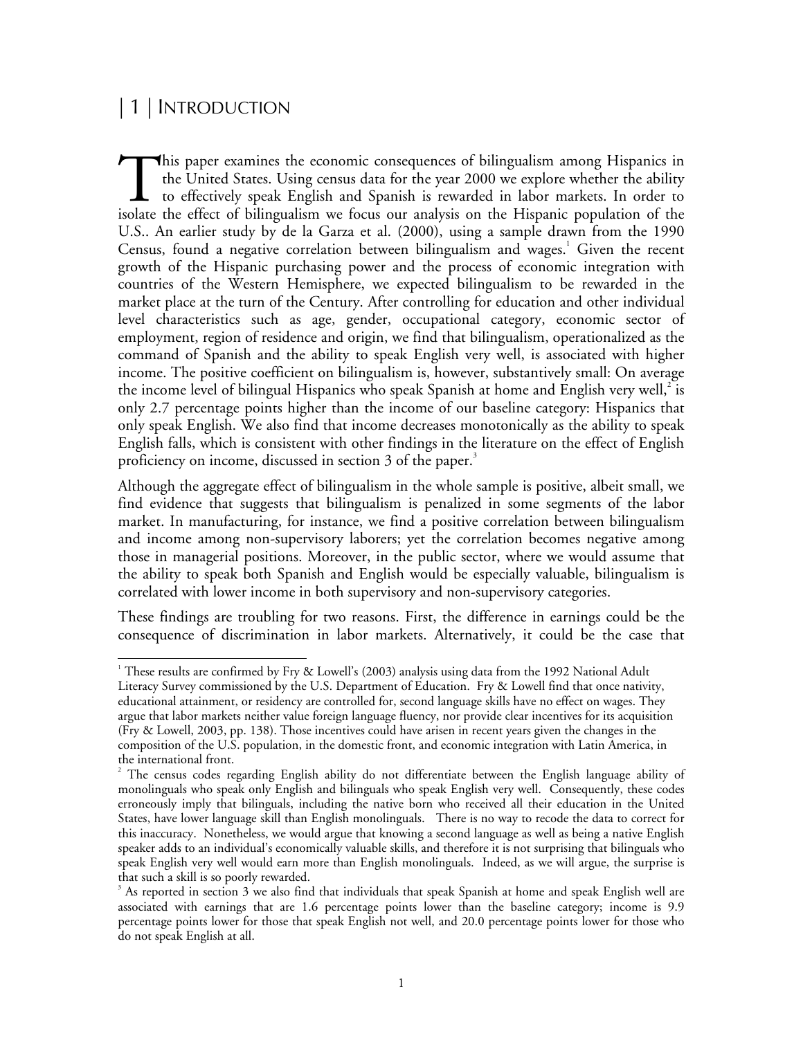# | 1 | INTRODUCTION

This paper examines the economic consequences of bilingualism among Hispanics in the United States. Using census data for the year 2000 we explore whether the ability to effectively speak English and Spanish is rewarded in labor markets. In order to isolate the effect of bilingualism we focus our analysis on the Hispanic population of the U.S.. An earlier study by de la Garza et al. (2000), using a sample drawn from the 1990 Census, found a negative correlation between bilingualism and wages.[1] Given the recent growth of the Hispanic purchasing power and the process of economic integration with countries of the Western Hemisphere, we expected bilingualism to be rewarded in the market place at the turn of the Century. After controlling for education and other individual level characteristics such as age, gender, occupational category, economic sector of employment, region of residence and origin, we find that bilingualism, operationalized as the command of Spanish and the ability to speak English very well, is associated with higher income. The positive coefficient on bilingualism is, however, substantively small: On average the income level of bilingual Hispanics who speak Spanish at home and English very well,[2] is only 2.7 percentage points higher than the income of our baseline category: Hispanics that only speak English. We also find that income decreases monotonically as the ability to speak English falls, which is consistent with other findings in the literature on the effect of English proficiency on income, discussed in section 3 of the paper.[3]

Although the aggregate effect of bilingualism in the whole sample is positive, albeit small, we find evidence that suggests that bilingualism is penalized in some segments of the labor market. In manufacturing, for instance, we find a positive correlation between bilingualism and income among non-supervisory laborers; yet the correlation becomes negative among those in managerial positions. Moreover, in the public sector, where we would assume that the ability to speak both Spanish and English would be especially valuable, bilingualism is correlated with lower income in both supervisory and non-supervisory categories.

These findings are troubling for two reasons. First, the difference in earnings could be the consequence of discrimination in labor markets. Alternatively, it could be the case that

---

[1] These results are confirmed by Fry & Lowell's (2003) analysis using data from the 1992 National Adult Literacy Survey commissioned by the U.S. Department of Education. Fry & Lowell find that once nativity, educational attainment, or residency are controlled for, second language skills have no effect on wages. They argue that labor markets neither value foreign language fluency, nor provide clear incentives for its acquisition (Fry & Lowell, 2003, pp. 138). Those incentives could have arisen in recent years given the changes in the composition of the U.S. population, in the domestic front, and economic integration with Latin America, in the international front.

[2] The census codes regarding English ability do not differentiate between the English language ability of monolinguals who speak only English and bilinguals who speak English very well. Consequently, these codes erroneously imply that bilinguals, including the native born who received all their education in the United States, have lower language skill than English monolinguals. There is no way to recode the data to correct for this inaccuracy. Nonetheless, we would argue that knowing a second language as well as being a native English speaker adds to an individual's economically valuable skills, and therefore it is not surprising that bilinguals who speak English very well would earn more than English monolinguals. Indeed, as we will argue, the surprise is that such a skill is so poorly rewarded.

[3] As reported in section 3 we also find that individuals that speak Spanish at home and speak English well are associated with earnings that are 1.6 percentage points lower than the baseline category; income is 9.9 percentage points lower for those that speak English not well, and 20.0 percentage points lower for those who do not speak English at all.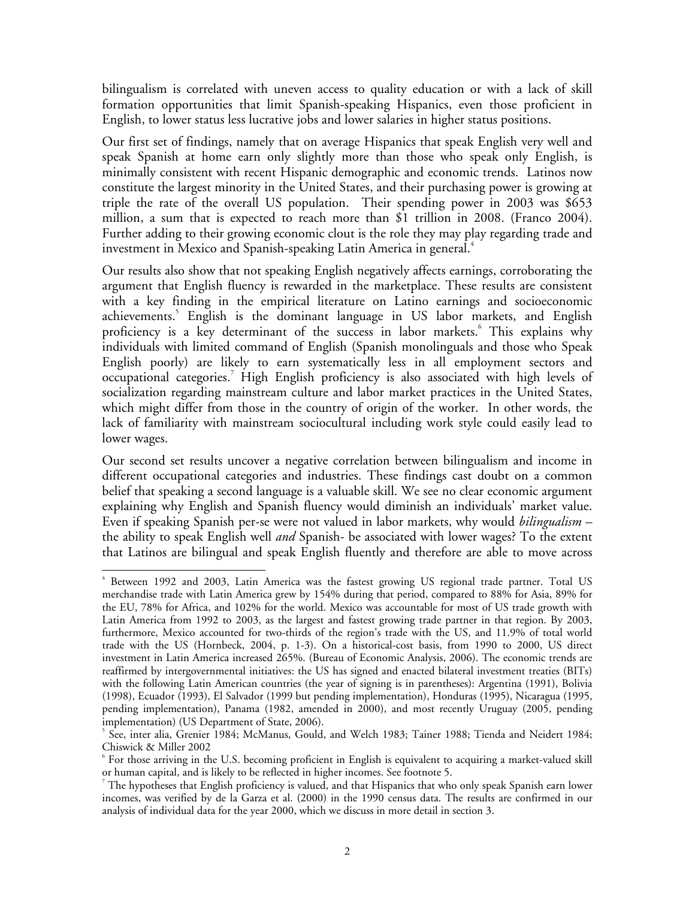bilingualism is correlated with uneven access to quality education or with a lack of skill formation opportunities that limit Spanish-speaking Hispanics, even those proficient in English, to lower status less lucrative jobs and lower salaries in higher status positions.

Our first set of findings, namely that on average Hispanics that speak English very well and speak Spanish at home earn only slightly more than those who speak only English, is minimally consistent with recent Hispanic demographic and economic trends. Latinos now constitute the largest minority in the United States, and their purchasing power is growing at triple the rate of the overall US population. Their spending power in 2003 was $653 million, a sum that is expected to reach more than $1 trillion in 2008. (Franco 2004). Further adding to their growing economic clout is the role they may play regarding trade and investment in Mexico and Spanish-speaking Latin America in general.[4]

Our results also show that not speaking English negatively affects earnings, corroborating the argument that English fluency is rewarded in the marketplace. These results are consistent with a key finding in the empirical literature on Latino earnings and socioeconomic achievements.[5] English is the dominant language in US labor markets, and English proficiency is a key determinant of the success in labor markets.[6] This explains why individuals with limited command of English (Spanish monolinguals and those who Speak English poorly) are likely to earn systematically less in all employment sectors and occupational categories.[7] High English proficiency is also associated with high levels of socialization regarding mainstream culture and labor market practices in the United States, which might differ from those in the country of origin of the worker. In other words, the lack of familiarity with mainstream sociocultural including work style could easily lead to lower wages.

Our second set results uncover a negative correlation between bilingualism and income in different occupational categories and industries. These findings cast doubt on a common belief that speaking a second language is a valuable skill. We see no clear economic argument explaining why English and Spanish fluency would diminish an individuals' market value. Even if speaking Spanish per-se were not valued in labor markets, why would *bilingualism* – the ability to speak English well *and* Spanish- be associated with lower wages? To the extent that Latinos are bilingual and speak English fluently and therefore are able to move across

---

[4] Between 1992 and 2003, Latin America was the fastest growing US regional trade partner. Total US merchandise trade with Latin America grew by 154% during that period, compared to 88% for Asia, 89% for the EU, 78% for Africa, and 102% for the world. Mexico was accountable for most of US trade growth with Latin America from 1992 to 2003, as the largest and fastest growing trade partner in that region. By 2003, furthermore, Mexico accounted for two-thirds of the region's trade with the US, and 11.9% of total world trade with the US (Hornbeck, 2004, p. 1-3). On a historical-cost basis, from 1990 to 2000, US direct investment in Latin America increased 265%. (Bureau of Economic Analysis, 2006). The economic trends are reaffirmed by intergovernmental initiatives: the US has signed and enacted bilateral investment treaties (BITs) with the following Latin American countries (the year of signing is in parentheses): Argentina (1991), Bolivia (1998), Ecuador (1993), El Salvador (1999 but pending implementation), Honduras (1995), Nicaragua (1995, pending implementation), Panama (1982, amended in 2000), and most recently Uruguay (2005, pending implementation) (US Department of State, 2006).

[5] See, inter alia, Grenier 1984; McManus, Gould, and Welch 1983; Tainer 1988; Tienda and Neidert 1984; Chiswick & Miller 2002

[6] For those arriving in the U.S. becoming proficient in English is equivalent to acquiring a market-valued skill or human capital, and is likely to be reflected in higher incomes. See footnote 5.

[7] The hypotheses that English proficiency is valued, and that Hispanics that who only speak Spanish earn lower incomes, was verified by de la Garza et al. (2000) in the 1990 census data. The results are confirmed in our analysis of individual data for the year 2000, which we discuss in more detail in section 3.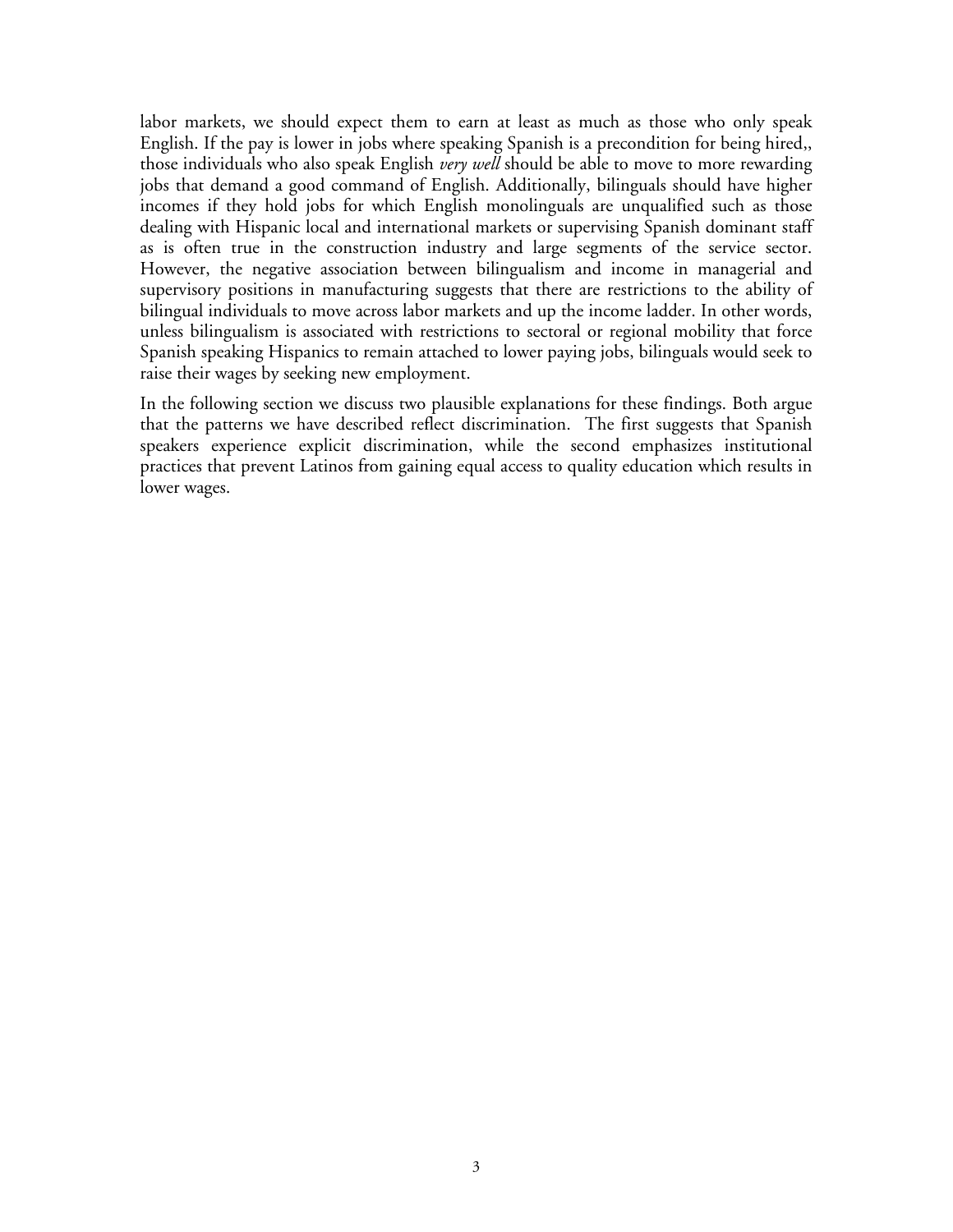labor markets, we should expect them to earn at least as much as those who only speak English. If the pay is lower in jobs where speaking Spanish is a precondition for being hired,, those individuals who also speak English *very well* should be able to move to more rewarding jobs that demand a good command of English. Additionally, bilinguals should have higher incomes if they hold jobs for which English monolinguals are unqualified such as those dealing with Hispanic local and international markets or supervising Spanish dominant staff as is often true in the construction industry and large segments of the service sector. However, the negative association between bilingualism and income in managerial and supervisory positions in manufacturing suggests that there are restrictions to the ability of bilingual individuals to move across labor markets and up the income ladder. In other words, unless bilingualism is associated with restrictions to sectoral or regional mobility that force Spanish speaking Hispanics to remain attached to lower paying jobs, bilinguals would seek to raise their wages by seeking new employment.

In the following section we discuss two plausible explanations for these findings. Both argue that the patterns we have described reflect discrimination. The first suggests that Spanish speakers experience explicit discrimination, while the second emphasizes institutional practices that prevent Latinos from gaining equal access to quality education which results in lower wages.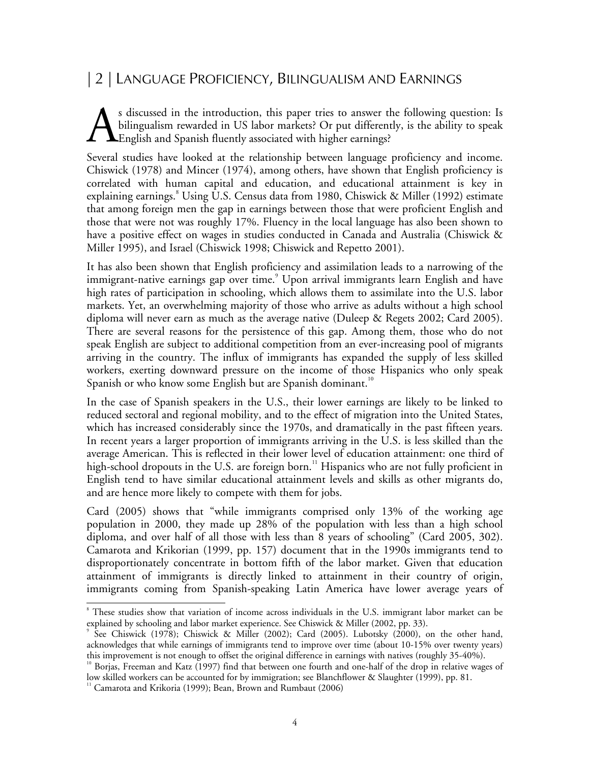## | 2 | LANGUAGE PROFICIENCY, BILINGUALISM AND EARNINGS

As discussed in the introduction, this paper tries to answer the following question: Is bilingualism rewarded in US labor markets? Or put differently, is the ability to speak English and Spanish fluently associated with higher earnings?

Several studies have looked at the relationship between language proficiency and income. Chiswick (1978) and Mincer (1974), among others, have shown that English proficiency is correlated with human capital and education, and educational attainment is key in explaining earnings.[8] Using U.S. Census data from 1980, Chiswick & Miller (1992) estimate that among foreign men the gap in earnings between those that were proficient English and those that were not was roughly 17%. Fluency in the local language has also been shown to have a positive effect on wages in studies conducted in Canada and Australia (Chiswick & Miller 1995), and Israel (Chiswick 1998; Chiswick and Repetto 2001).

It has also been shown that English proficiency and assimilation leads to a narrowing of the immigrant-native earnings gap over time.[9] Upon arrival immigrants learn English and have high rates of participation in schooling, which allows them to assimilate into the U.S. labor markets. Yet, an overwhelming majority of those who arrive as adults without a high school diploma will never earn as much as the average native (Duleep & Regets 2002; Card 2005). There are several reasons for the persistence of this gap. Among them, those who do not speak English are subject to additional competition from an ever-increasing pool of migrants arriving in the country. The influx of immigrants has expanded the supply of less skilled workers, exerting downward pressure on the income of those Hispanics who only speak Spanish or who know some English but are Spanish dominant.[10]

In the case of Spanish speakers in the U.S., their lower earnings are likely to be linked to reduced sectoral and regional mobility, and to the effect of migration into the United States, which has increased considerably since the 1970s, and dramatically in the past fifteen years. In recent years a larger proportion of immigrants arriving in the U.S. is less skilled than the average American. This is reflected in their lower level of education attainment: one third of high-school dropouts in the U.S. are foreign born.[11] Hispanics who are not fully proficient in English tend to have similar educational attainment levels and skills as other migrants do, and are hence more likely to compete with them for jobs.

Card (2005) shows that "while immigrants comprised only 13% of the working age population in 2000, they made up 28% of the population with less than a high school diploma, and over half of all those with less than 8 years of schooling" (Card 2005, 302). Camarota and Krikorian (1999, pp. 157) document that in the 1990s immigrants tend to disproportionately concentrate in bottom fifth of the labor market. Given that education attainment of immigrants is directly linked to attainment in their country of origin, immigrants coming from Spanish-speaking Latin America have lower average years of

---

[8] These studies show that variation of income across individuals in the U.S. immigrant labor market can be explained by schooling and labor market experience. See Chiswick & Miller (2002, pp. 33).

[9] See Chiswick (1978); Chiswick & Miller (2002); Card (2005). Lubotsky (2000), on the other hand, acknowledges that while earnings of immigrants tend to improve over time (about 10-15% over twenty years) this improvement is not enough to offset the original difference in earnings with natives (roughly 35-40%).

[10] Borjas, Freeman and Katz (1997) find that between one fourth and one-half of the drop in relative wages of low skilled workers can be accounted for by immigration; see Blanchflower & Slaughter (1999), pp. 81.

[11] Camarota and Krikoria (1999); Bean, Brown and Rumbaut (2006)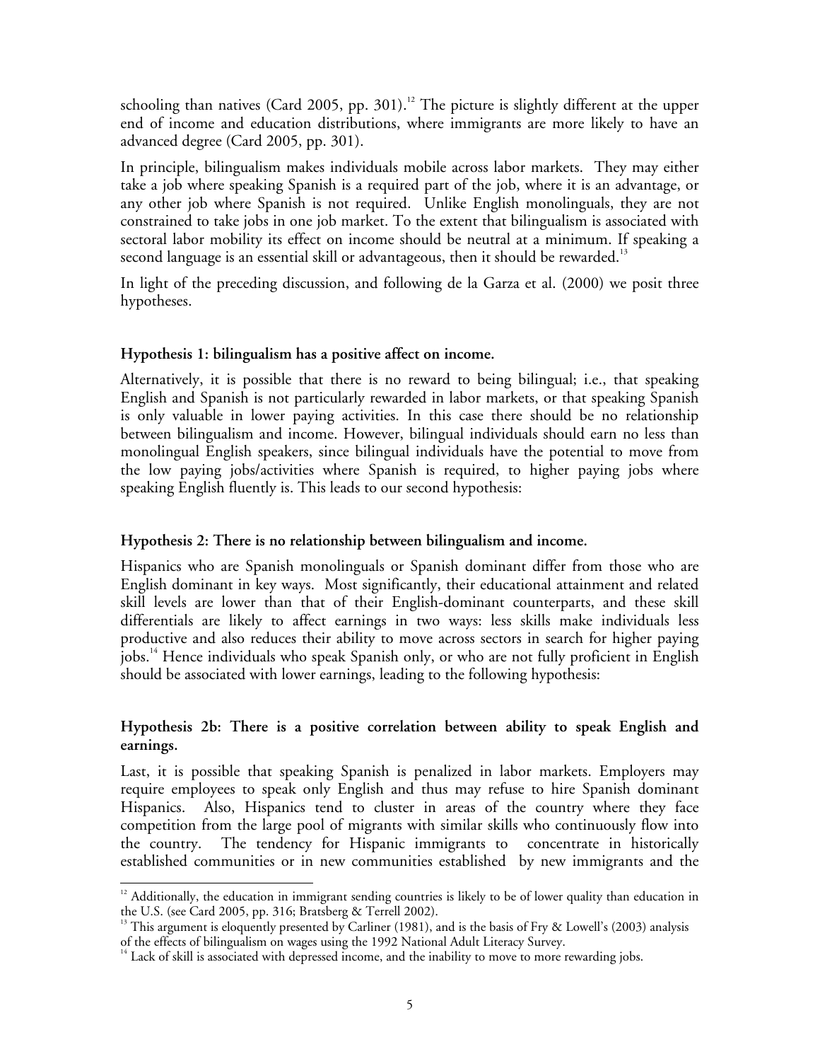schooling than natives (Card 2005, pp. 301).[12] The picture is slightly different at the upper end of income and education distributions, where immigrants are more likely to have an advanced degree (Card 2005, pp. 301).

In principle, bilingualism makes individuals mobile across labor markets. They may either take a job where speaking Spanish is a required part of the job, where it is an advantage, or any other job where Spanish is not required. Unlike English monolinguals, they are not constrained to take jobs in one job market. To the extent that bilingualism is associated with sectoral labor mobility its effect on income should be neutral at a minimum. If speaking a second language is an essential skill or advantageous, then it should be rewarded.[13]

In light of the preceding discussion, and following de la Garza et al. (2000) we posit three hypotheses.

**Hypothesis 1: bilingualism has a positive affect on income.**

Alternatively, it is possible that there is no reward to being bilingual; i.e., that speaking English and Spanish is not particularly rewarded in labor markets, or that speaking Spanish is only valuable in lower paying activities. In this case there should be no relationship between bilingualism and income. However, bilingual individuals should earn no less than monolingual English speakers, since bilingual individuals have the potential to move from the low paying jobs/activities where Spanish is required, to higher paying jobs where speaking English fluently is. This leads to our second hypothesis:

**Hypothesis 2: There is no relationship between bilingualism and income.**

Hispanics who are Spanish monolinguals or Spanish dominant differ from those who are English dominant in key ways. Most significantly, their educational attainment and related skill levels are lower than that of their English-dominant counterparts, and these skill differentials are likely to affect earnings in two ways: less skills make individuals less productive and also reduces their ability to move across sectors in search for higher paying jobs.[14] Hence individuals who speak Spanish only, or who are not fully proficient in English should be associated with lower earnings, leading to the following hypothesis:

**Hypothesis 2b: There is a positive correlation between ability to speak English and earnings.**

Last, it is possible that speaking Spanish is penalized in labor markets. Employers may require employees to speak only English and thus may refuse to hire Spanish dominant Hispanics. Also, Hispanics tend to cluster in areas of the country where they face competition from the large pool of migrants with similar skills who continuously flow into the country. The tendency for Hispanic immigrants to concentrate in historically established communities or in new communities established by new immigrants and the

---

[12] Additionally, the education in immigrant sending countries is likely to be of lower quality than education in the U.S. (see Card 2005, pp. 316; Bratsberg & Terrell 2002).

[13] This argument is eloquently presented by Carliner (1981), and is the basis of Fry & Lowell's (2003) analysis of the effects of bilingualism on wages using the 1992 National Adult Literacy Survey.

[14] Lack of skill is associated with depressed income, and the inability to move to more rewarding jobs.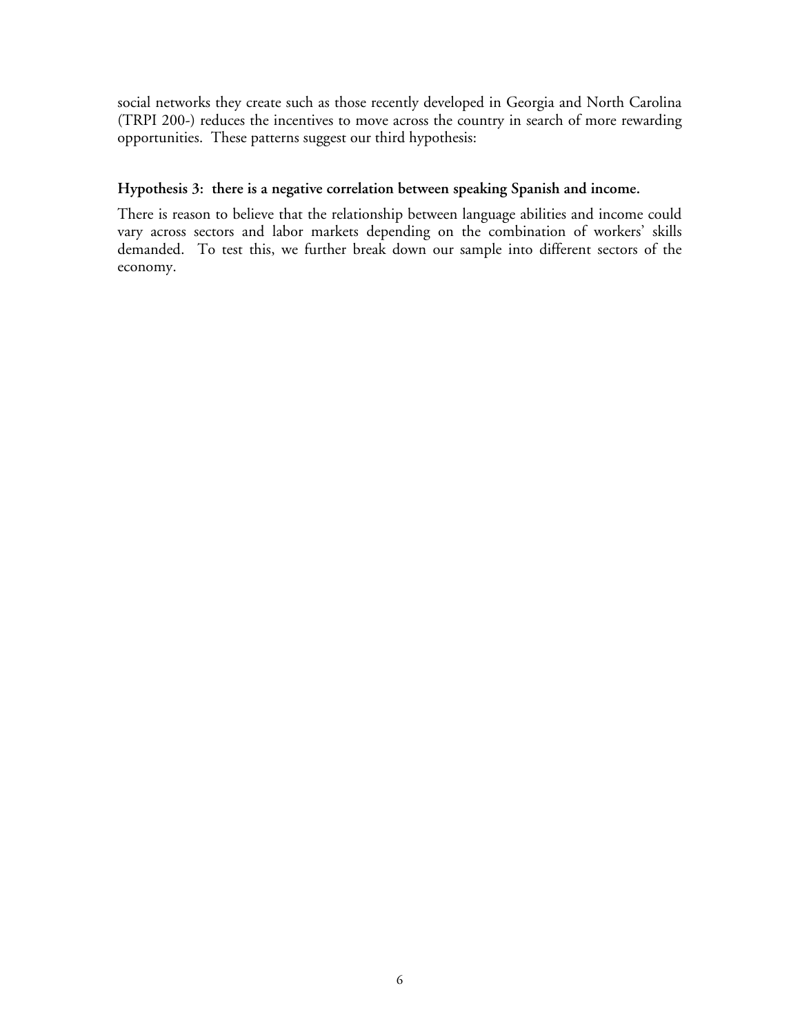social networks they create such as those recently developed in Georgia and North Carolina (TRPI 200-) reduces the incentives to move across the country in search of more rewarding opportunities. These patterns suggest our third hypothesis:

**Hypothesis 3: there is a negative correlation between speaking Spanish and income.**

There is reason to believe that the relationship between language abilities and income could vary across sectors and labor markets depending on the combination of workers' skills demanded. To test this, we further break down our sample into different sectors of the economy.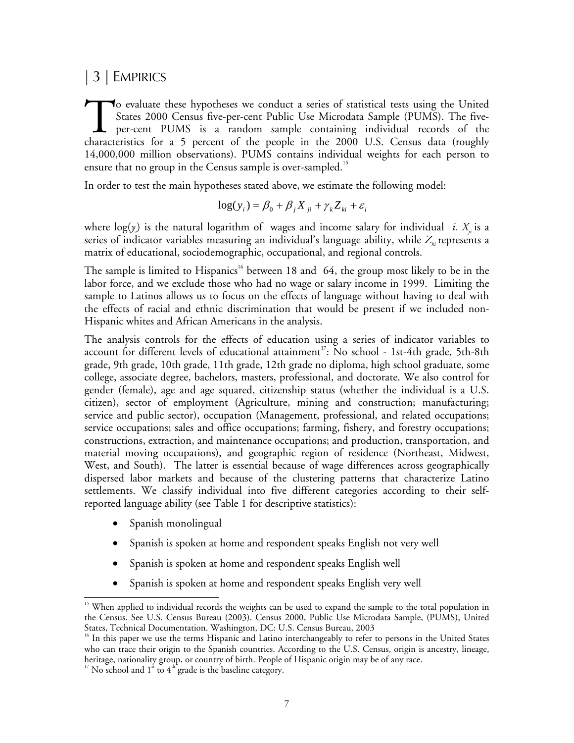## | 3 | EMPIRICS

To evaluate these hypotheses we conduct a series of statistical tests using the United States 2000 Census five-per-cent Public Use Microdata Sample (PUMS). The five-per-cent PUMS is a random sample containing individual records of the characteristics for a 5 percent of the people in the 2000 U.S. Census data (roughly 14,000,000 million observations). PUMS contains individual weights for each person to ensure that no group in the Census sample is over-sampled.[15]

In order to test the main hypotheses stated above, we estimate the following model:

$$\log(y_i) = \beta_0 + \beta_j X_{ji} + \gamma_k Z_{ki} + \varepsilon_i$$

where $\log(y_i)$ is the natural logarithm of wages and income salary for individual *i*. $X_{ji}$ is a series of indicator variables measuring an individual's language ability, while $Z_{ki}$ represents a matrix of educational, sociodemographic, occupational, and regional controls.

The sample is limited to Hispanics[16] between 18 and 64, the group most likely to be in the labor force, and we exclude those who had no wage or salary income in 1999. Limiting the sample to Latinos allows us to focus on the effects of language without having to deal with the effects of racial and ethnic discrimination that would be present if we included non-Hispanic whites and African Americans in the analysis.

The analysis controls for the effects of education using a series of indicator variables to account for different levels of educational attainment[17]: No school - 1st-4th grade, 5th-8th grade, 9th grade, 10th grade, 11th grade, 12th grade no diploma, high school graduate, some college, associate degree, bachelors, masters, professional, and doctorate. We also control for gender (female), age and age squared, citizenship status (whether the individual is a U.S. citizen), sector of employment (Agriculture, mining and construction; manufacturing; service and public sector), occupation (Management, professional, and related occupations; service occupations; sales and office occupations; farming, fishery, and forestry occupations; constructions, extraction, and maintenance occupations; and production, transportation, and material moving occupations), and geographic region of residence (Northeast, Midwest, West, and South). The latter is essential because of wage differences across geographically dispersed labor markets and because of the clustering patterns that characterize Latino settlements. We classify individual into five different categories according to their self-reported language ability (see Table 1 for descriptive statistics):

- Spanish monolingual
- Spanish is spoken at home and respondent speaks English not very well
- Spanish is spoken at home and respondent speaks English well
- Spanish is spoken at home and respondent speaks English very well

---

[15] When applied to individual records the weights can be used to expand the sample to the total population in the Census. See U.S. Census Bureau (2003). Census 2000, Public Use Microdata Sample, (PUMS), United States, Technical Documentation. Washington, DC: U.S. Census Bureau, 2003

[16] In this paper we use the terms Hispanic and Latino interchangeably to refer to persons in the United States who can trace their origin to the Spanish countries. According to the U.S. Census, origin is ancestry, lineage, heritage, nationality group, or country of birth. People of Hispanic origin may be of any race.

[17] No school and 1st to 4th grade is the baseline category.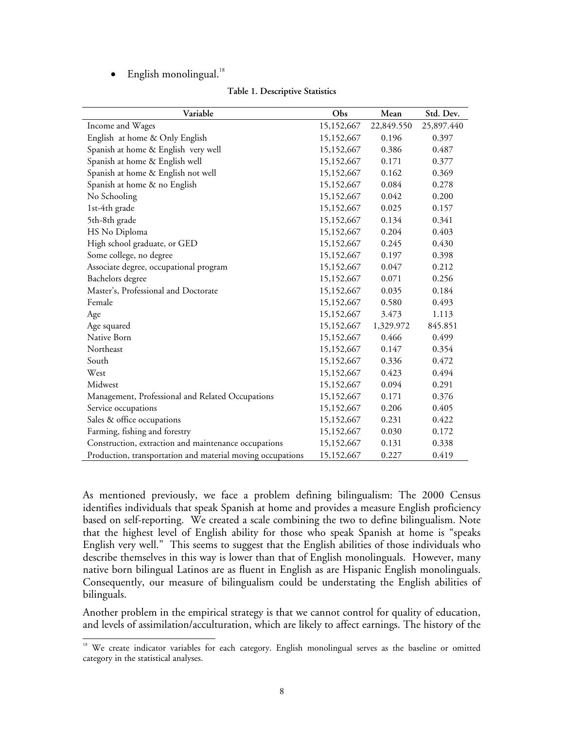- English monolingual.[18]

**Table 1. Descriptive Statistics**

| Variable | Obs | Mean | Std. Dev. |
|---|---|---|---|
| Income and Wages | 15,152,667 | 22,849.550 | 25,897.440 |
| English at home & Only English | 15,152,667 | 0.196 | 0.397 |
| Spanish at home & English very well | 15,152,667 | 0.386 | 0.487 |
| Spanish at home & English well | 15,152,667 | 0.171 | 0.377 |
| Spanish at home & English not well | 15,152,667 | 0.162 | 0.369 |
| Spanish at home & no English | 15,152,667 | 0.084 | 0.278 |
| No Schooling | 15,152,667 | 0.042 | 0.200 |
| 1st-4th grade | 15,152,667 | 0.025 | 0.157 |
| 5th-8th grade | 15,152,667 | 0.134 | 0.341 |
| HS No Diploma | 15,152,667 | 0.204 | 0.403 |
| High school graduate, or GED | 15,152,667 | 0.245 | 0.430 |
| Some college, no degree | 15,152,667 | 0.197 | 0.398 |
| Associate degree, occupational program | 15,152,667 | 0.047 | 0.212 |
| Bachelors degree | 15,152,667 | 0.071 | 0.256 |
| Master's, Professional and Doctorate | 15,152,667 | 0.035 | 0.184 |
| Female | 15,152,667 | 0.580 | 0.493 |
| Age | 15,152,667 | 3.473 | 1.113 |
| Age squared | 15,152,667 | 1,329.972 | 845.851 |
| Native Born | 15,152,667 | 0.466 | 0.499 |
| Northeast | 15,152,667 | 0.147 | 0.354 |
| South | 15,152,667 | 0.336 | 0.472 |
| West | 15,152,667 | 0.423 | 0.494 |
| Midwest | 15,152,667 | 0.094 | 0.291 |
| Management, Professional and Related Occupations | 15,152,667 | 0.171 | 0.376 |
| Service occupations | 15,152,667 | 0.206 | 0.405 |
| Sales & office occupations | 15,152,667 | 0.231 | 0.422 |
| Farming, fishing and forestry | 15,152,667 | 0.030 | 0.172 |
| Construction, extraction and maintenance occupations | 15,152,667 | 0.131 | 0.338 |
| Production, transportation and material moving occupations | 15,152,667 | 0.227 | 0.419 |

As mentioned previously, we face a problem defining bilingualism: The 2000 Census identifies individuals that speak Spanish at home and provides a measure English proficiency based on self-reporting. We created a scale combining the two to define bilingualism. Note that the highest level of English ability for those who speak Spanish at home is "speaks English very well." This seems to suggest that the English abilities of those individuals who describe themselves in this way is lower than that of English monolinguals. However, many native born bilingual Latinos are as fluent in English as are Hispanic English monolinguals. Consequently, our measure of bilingualism could be understating the English abilities of bilinguals.

Another problem in the empirical strategy is that we cannot control for quality of education, and levels of assimilation/acculturation, which are likely to affect earnings. The history of the

[18] We create indicator variables for each category. English monolingual serves as the baseline or omitted category in the statistical analyses.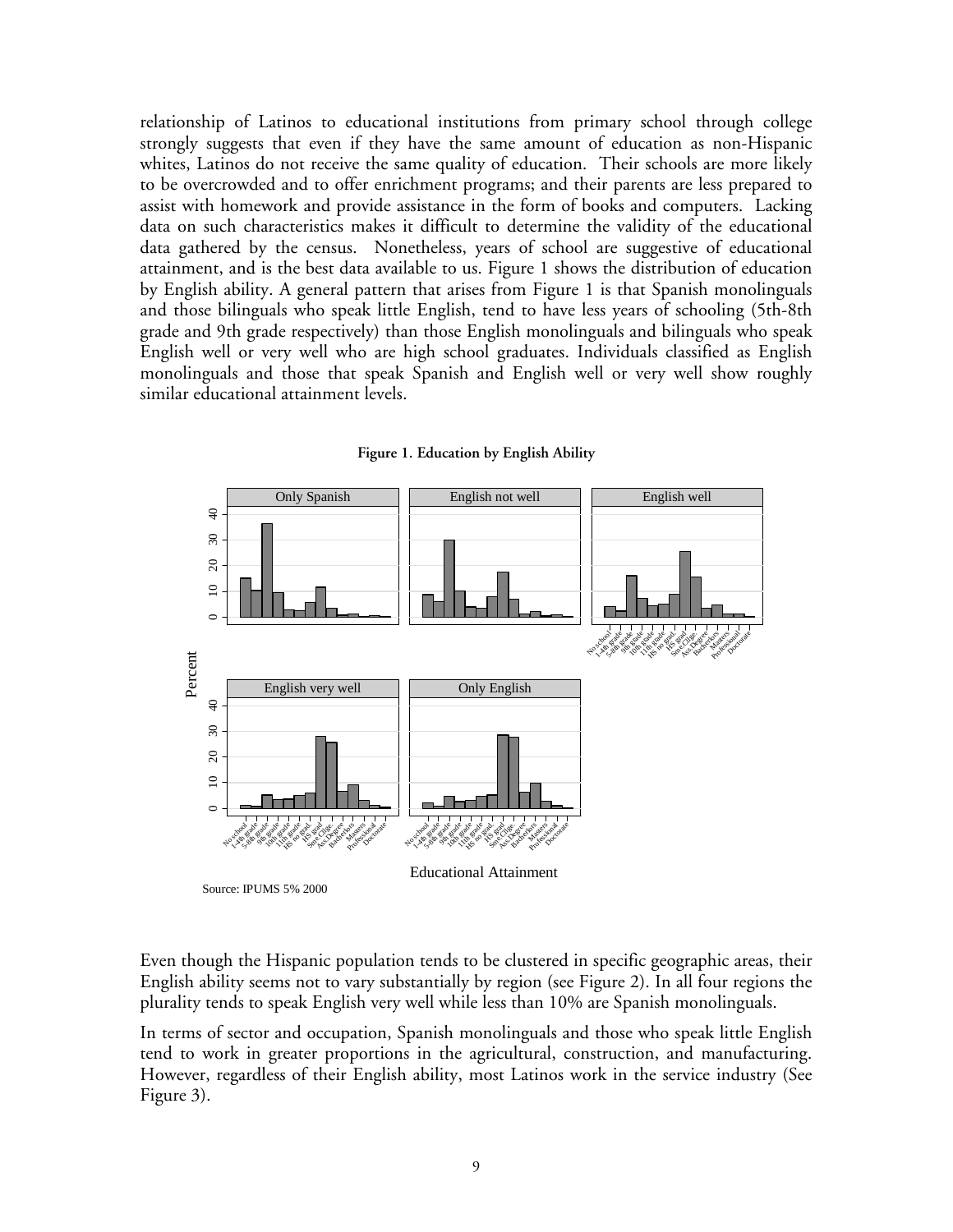relationship of Latinos to educational institutions from primary school through college strongly suggests that even if they have the same amount of education as non-Hispanic whites, Latinos do not receive the same quality of education. Their schools are more likely to be overcrowded and to offer enrichment programs; and their parents are less prepared to assist with homework and provide assistance in the form of books and computers. Lacking data on such characteristics makes it difficult to determine the validity of the educational data gathered by the census. Nonetheless, years of school are suggestive of educational attainment, and is the best data available to us. Figure 1 shows the distribution of education by English ability. A general pattern that arises from Figure 1 is that Spanish monolinguals and those bilinguals who speak little English, tend to have less years of schooling (5th-8th grade and 9th grade respectively) than those English monolinguals and bilinguals who speak English well or very well who are high school graduates. Individuals classified as English monolinguals and those that speak Spanish and English well or very well show roughly similar educational attainment levels.

**Figure 1. Education by English Ability**

Source: IPUMS 5% 2000

Even though the Hispanic population tends to be clustered in specific geographic areas, their English ability seems not to vary substantially by region (see Figure 2). In all four regions the plurality tends to speak English very well while less than 10% are Spanish monolinguals.

In terms of sector and occupation, Spanish monolinguals and those who speak little English tend to work in greater proportions in the agricultural, construction, and manufacturing. However, regardless of their English ability, most Latinos work in the service industry (See Figure 3).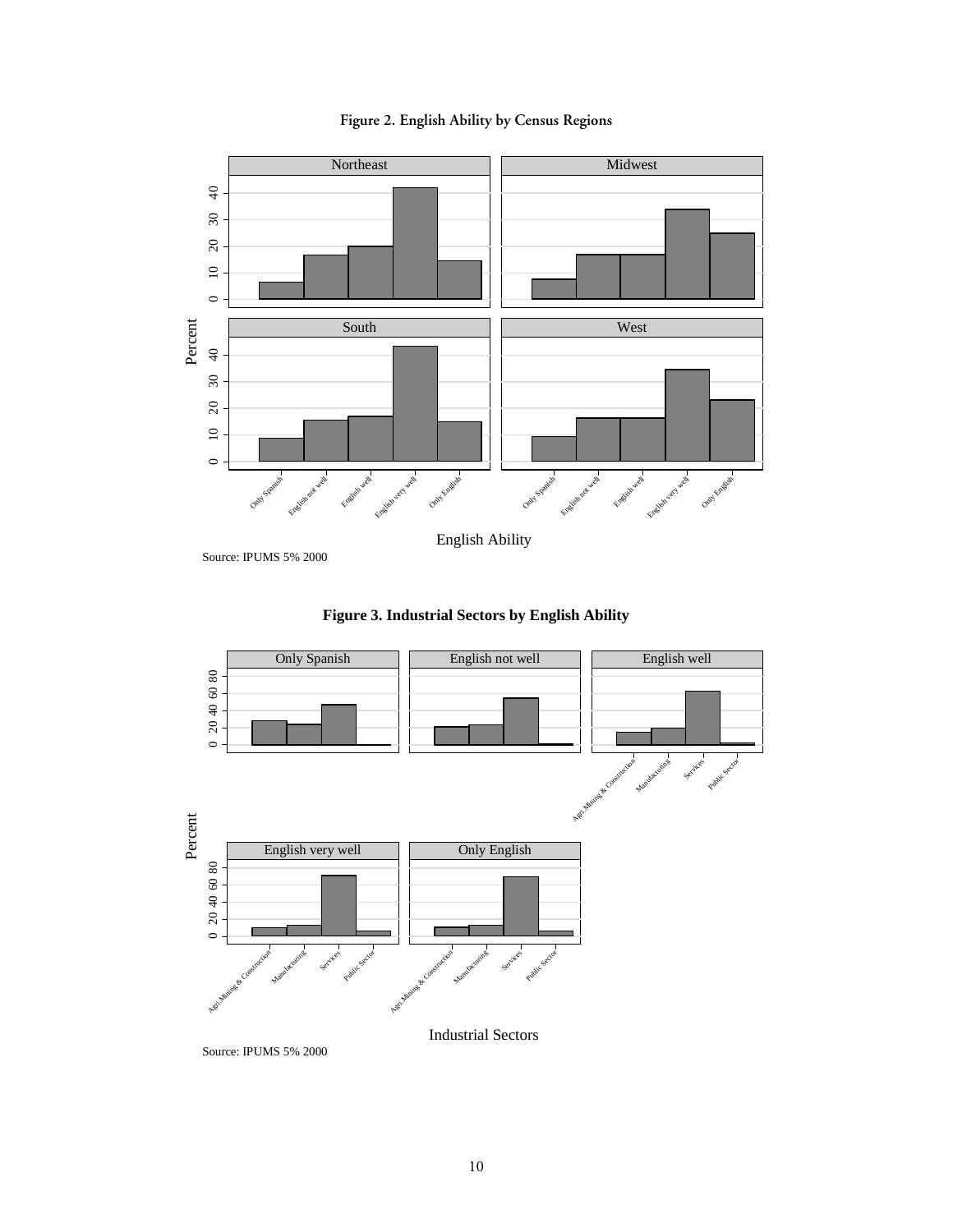**Figure 2. English Ability by Census Regions**

Source: IPUMS 5% 2000

**Figure 3. Industrial Sectors by English Ability**

Source: IPUMS 5% 2000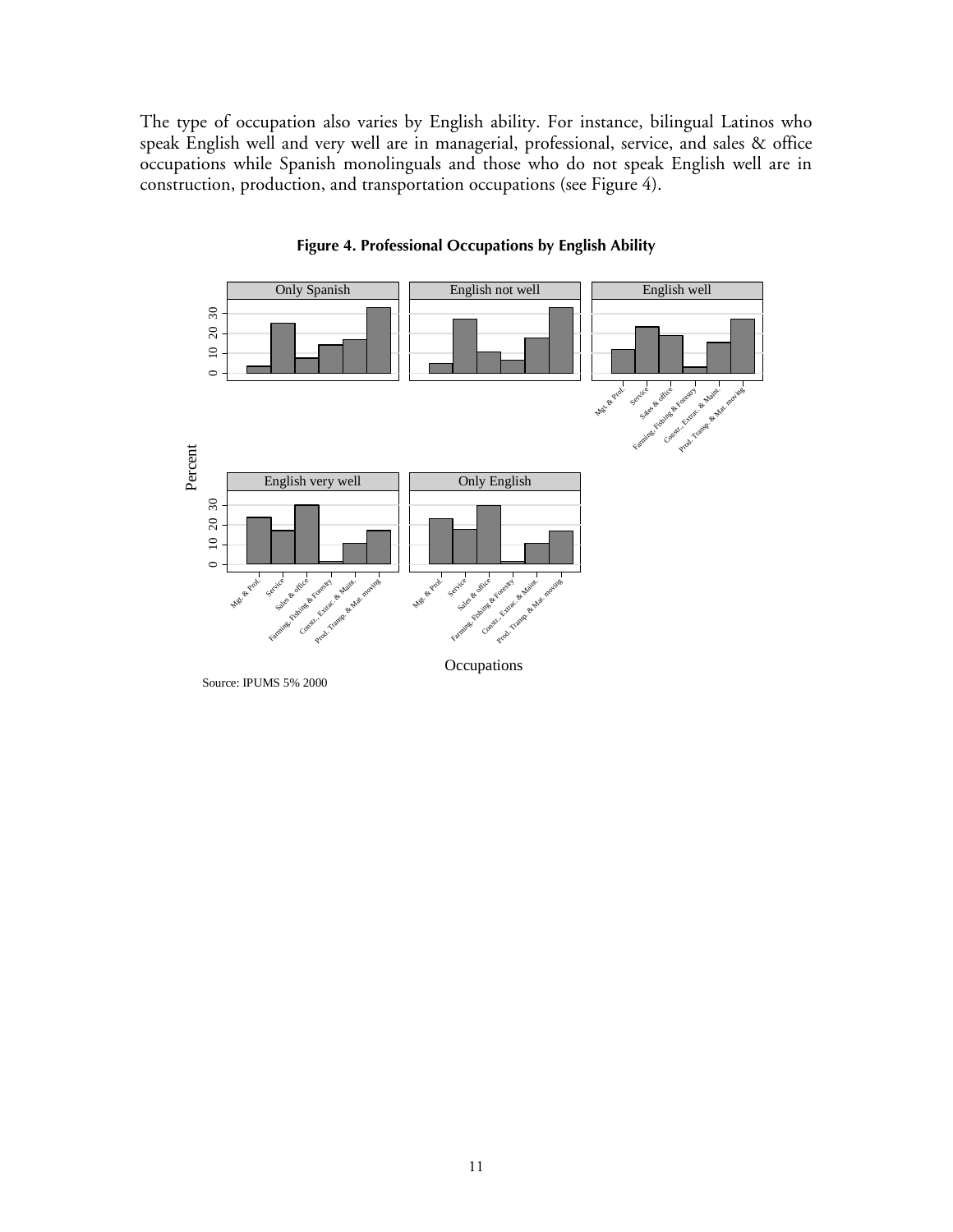The type of occupation also varies by English ability. For instance, bilingual Latinos who speak English well and very well are in managerial, professional, service, and sales & office occupations while Spanish monolinguals and those who do not speak English well are in construction, production, and transportation occupations (see Figure 4).

**Figure 4. Professional Occupations by English Ability**

Source: IPUMS 5% 2000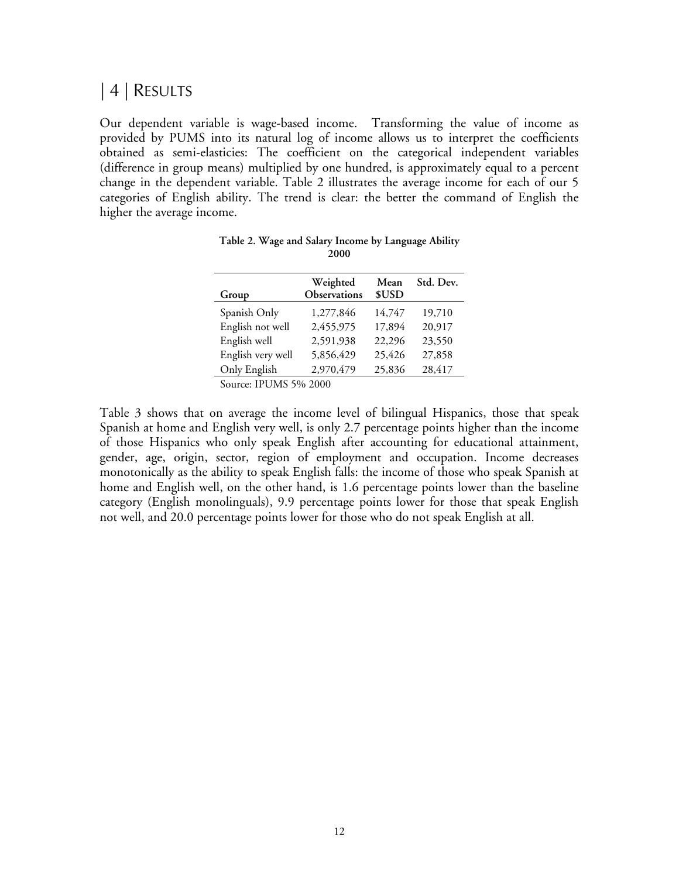## | 4 | RESULTS

Our dependent variable is wage-based income. Transforming the value of income as provided by PUMS into its natural log of income allows us to interpret the coefficients obtained as semi-elasticities: The coefficient on the categorical independent variables (difference in group means) multiplied by one hundred, is approximately equal to a percent change in the dependent variable. Table 2 illustrates the average income for each of our 5 categories of English ability. The trend is clear: the better the command of English the higher the average income.

**Table 2. Wage and Salary Income by Language Ability 2000**

| Group | Weighted Observations | Mean $USD | Std. Dev. |
|---|---|---|---|
| Spanish Only | 1,277,846 | 14,747 | 19,710 |
| English not well | 2,455,975 | 17,894 | 20,917 |
| English well | 2,591,938 | 22,296 | 23,550 |
| English very well | 5,856,429 | 25,426 | 27,858 |
| Only English | 2,970,479 | 25,836 | 28,417 |

Source: IPUMS 5% 2000

Table 3 shows that on average the income level of bilingual Hispanics, those that speak Spanish at home and English very well, is only 2.7 percentage points higher than the income of those Hispanics who only speak English after accounting for educational attainment, gender, age, origin, sector, region of employment and occupation. Income decreases monotonically as the ability to speak English falls: the income of those who speak Spanish at home and English well, on the other hand, is 1.6 percentage points lower than the baseline category (English monolinguals), 9.9 percentage points lower for those that speak English not well, and 20.0 percentage points lower for those who do not speak English at all.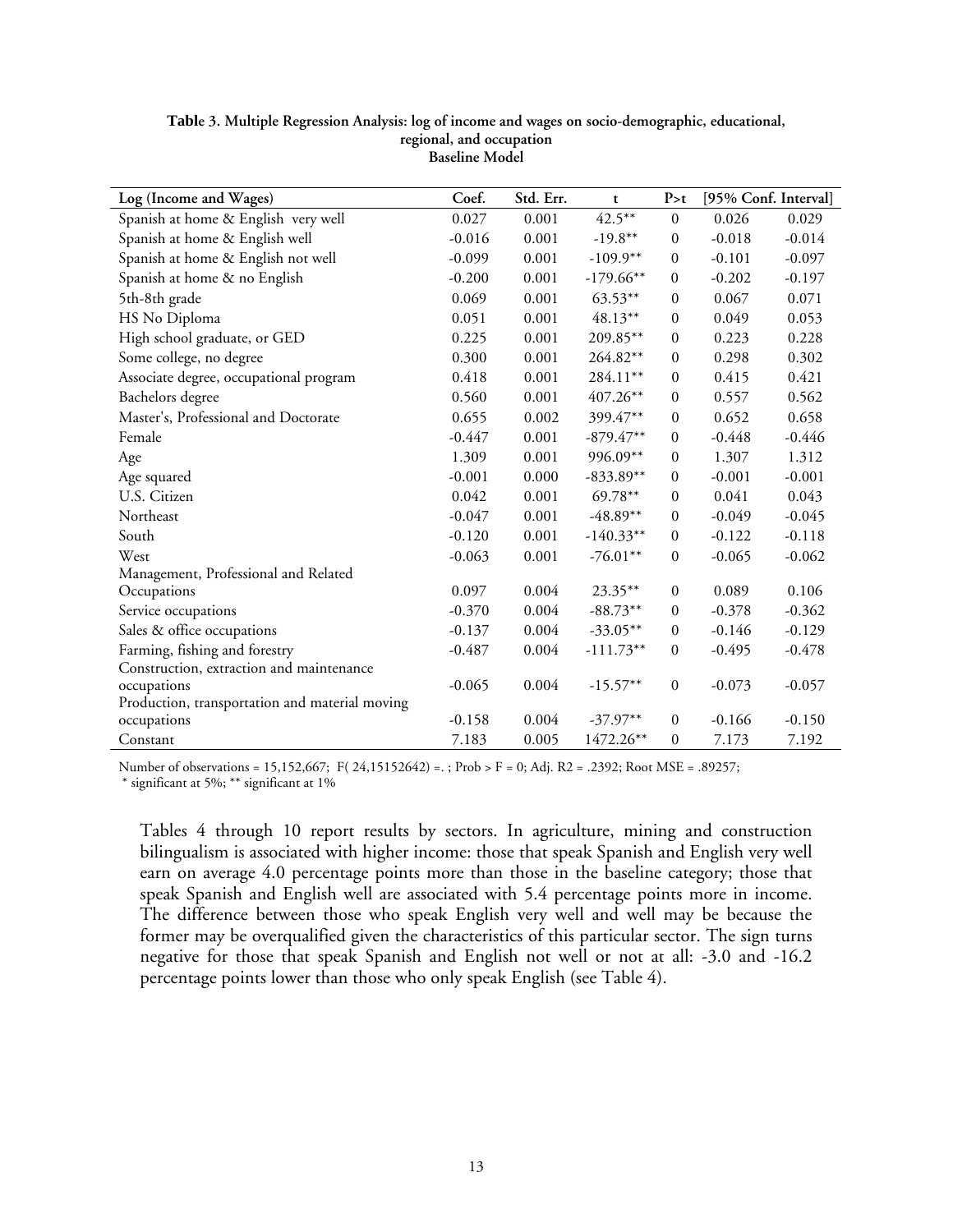**Table 3. Multiple Regression Analysis: log of income and wages on socio-demographic, educational, regional, and occupation**
**Baseline Model**

| Log (Income and Wages) | Coef. | Std. Err. | t | P>t | [95% Conf. Interval] | |
|---|---|---|---|---|---|---|
| Spanish at home & English very well | 0.027 | 0.001 | 42.5** | 0 | 0.026 | 0.029 |
| Spanish at home & English well | -0.016 | 0.001 | -19.8** | 0 | -0.018 | -0.014 |
| Spanish at home & English not well | -0.099 | 0.001 | -109.9** | 0 | -0.101 | -0.097 |
| Spanish at home & no English | -0.200 | 0.001 | -179.66** | 0 | -0.202 | -0.197 |
| 5th-8th grade | 0.069 | 0.001 | 63.53** | 0 | 0.067 | 0.071 |
| HS No Diploma | 0.051 | 0.001 | 48.13** | 0 | 0.049 | 0.053 |
| High school graduate, or GED | 0.225 | 0.001 | 209.85** | 0 | 0.223 | 0.228 |
| Some college, no degree | 0.300 | 0.001 | 264.82** | 0 | 0.298 | 0.302 |
| Associate degree, occupational program | 0.418 | 0.001 | 284.11** | 0 | 0.415 | 0.421 |
| Bachelors degree | 0.560 | 0.001 | 407.26** | 0 | 0.557 | 0.562 |
| Master's, Professional and Doctorate | 0.655 | 0.002 | 399.47** | 0 | 0.652 | 0.658 |
| Female | -0.447 | 0.001 | -879.47** | 0 | -0.448 | -0.446 |
| Age | 1.309 | 0.001 | 996.09** | 0 | 1.307 | 1.312 |
| Age squared | -0.001 | 0.000 | -833.89** | 0 | -0.001 | -0.001 |
| U.S. Citizen | 0.042 | 0.001 | 69.78** | 0 | 0.041 | 0.043 |
| Northeast | -0.047 | 0.001 | -48.89** | 0 | -0.049 | -0.045 |
| South | -0.120 | 0.001 | -140.33** | 0 | -0.122 | -0.118 |
| West | -0.063 | 0.001 | -76.01** | 0 | -0.065 | -0.062 |
| Management, Professional and Related Occupations | 0.097 | 0.004 | 23.35** | 0 | 0.089 | 0.106 |
| Service occupations | -0.370 | 0.004 | -88.73** | 0 | -0.378 | -0.362 |
| Sales & office occupations | -0.137 | 0.004 | -33.05** | 0 | -0.146 | -0.129 |
| Farming, fishing and forestry | -0.487 | 0.004 | -111.73** | 0 | -0.495 | -0.478 |
| Construction, extraction and maintenance occupations | -0.065 | 0.004 | -15.57** | 0 | -0.073 | -0.057 |
| Production, transportation and material moving occupations | -0.158 | 0.004 | -37.97** | 0 | -0.166 | -0.150 |
| Constant | 7.183 | 0.005 | 1472.26** | 0 | 7.173 | 7.192 |

Number of observations = 15,152,667; F( 24,15152642) =. ; Prob > F = 0; Adj. R2 = .2392; Root MSE = .89257;
* significant at 5%; ** significant at 1%

Tables 4 through 10 report results by sectors. In agriculture, mining and construction bilingualism is associated with higher income: those that speak Spanish and English very well earn on average 4.0 percentage points more than those in the baseline category; those that speak Spanish and English well are associated with 5.4 percentage points more in income. The difference between those who speak English very well and well may be because the former may be overqualified given the characteristics of this particular sector. The sign turns negative for those that speak Spanish and English not well or not at all: -3.0 and -16.2 percentage points lower than those who only speak English (see Table 4).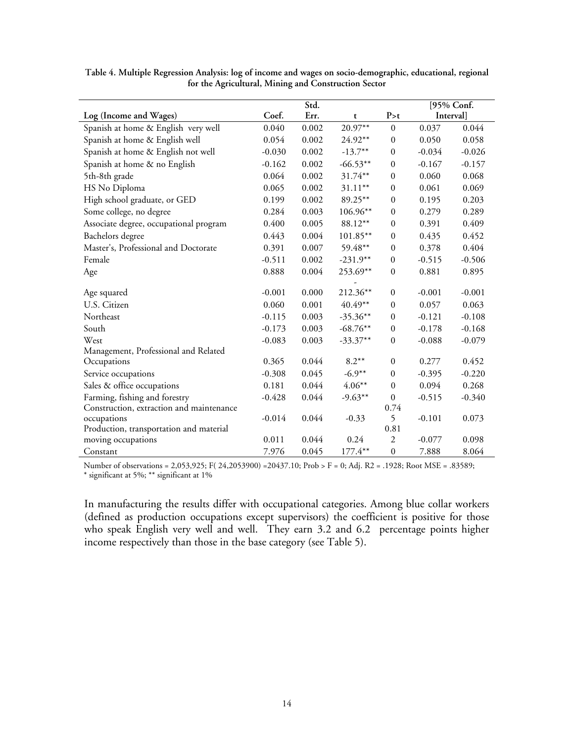**Table 4. Multiple Regression Analysis: log of income and wages on socio-demographic, educational, regional for the Agricultural, Mining and Construction Sector**

| Log (Income and Wages) | Coef. | Std. Err. | t | P>t | [95% Conf. | Interval] |
|---|---|---|---|---|---|---|
| Spanish at home & English very well | 0.040 | 0.002 | 20.97** | 0 | 0.037 | 0.044 |
| Spanish at home & English well | 0.054 | 0.002 | 24.92** | 0 | 0.050 | 0.058 |
| Spanish at home & English not well | -0.030 | 0.002 | -13.7** | 0 | -0.034 | -0.026 |
| Spanish at home & no English | -0.162 | 0.002 | -66.53** | 0 | -0.167 | -0.157 |
| 5th-8th grade | 0.064 | 0.002 | 31.74** | 0 | 0.060 | 0.068 |
| HS No Diploma | 0.065 | 0.002 | 31.11** | 0 | 0.061 | 0.069 |
| High school graduate, or GED | 0.199 | 0.002 | 89.25** | 0 | 0.195 | 0.203 |
| Some college, no degree | 0.284 | 0.003 | 106.96** | 0 | 0.279 | 0.289 |
| Associate degree, occupational program | 0.400 | 0.005 | 88.12** | 0 | 0.391 | 0.409 |
| Bachelors degree | 0.443 | 0.004 | 101.85** | 0 | 0.435 | 0.452 |
| Master's, Professional and Doctorate | 0.391 | 0.007 | 59.48** | 0 | 0.378 | 0.404 |
| Female | -0.511 | 0.002 | -231.9** | 0 | -0.515 | -0.506 |
| Age | 0.888 | 0.004 | 253.69** | 0 | 0.881 | 0.895 |
| Age squared | -0.001 | 0.000 | -212.36** | 0 | -0.001 | -0.001 |
| U.S. Citizen | 0.060 | 0.001 | 40.49** | 0 | 0.057 | 0.063 |
| Northeast | -0.115 | 0.003 | -35.36** | 0 | -0.121 | -0.108 |
| South | -0.173 | 0.003 | -68.76** | 0 | -0.178 | -0.168 |
| West | -0.083 | 0.003 | -33.37** | 0 | -0.088 | -0.079 |
| Management, Professional and Related Occupations | 0.365 | 0.044 | 8.2** | 0 | 0.277 | 0.452 |
| Service occupations | -0.308 | 0.045 | -6.9** | 0 | -0.395 | -0.220 |
| Sales & office occupations | 0.181 | 0.044 | 4.06** | 0 | 0.094 | 0.268 |
| Farming, fishing and forestry | -0.428 | 0.044 | -9.63** | 0 | -0.515 | -0.340 |
| Construction, extraction and maintenance occupations | -0.014 | 0.044 | -0.33 | 0.745 | -0.101 | 0.073 |
| Production, transportation and material moving occupations | 0.011 | 0.044 | 0.24 | 0.812 | -0.077 | 0.098 |
| Constant | 7.976 | 0.045 | 177.4** | 0 | 7.888 | 8.064 |

Number of observations = 2,053,925; F( 24,2053900) =20437.10; Prob > F = 0; Adj. R2 = .1928; Root MSE = .83589;
\* significant at 5%; ** significant at 1%

In manufacturing the results differ with occupational categories. Among blue collar workers (defined as production occupations except supervisors) the coefficient is positive for those who speak English very well and well. They earn 3.2 and 6.2 percentage points higher income respectively than those in the base category (see Table 5).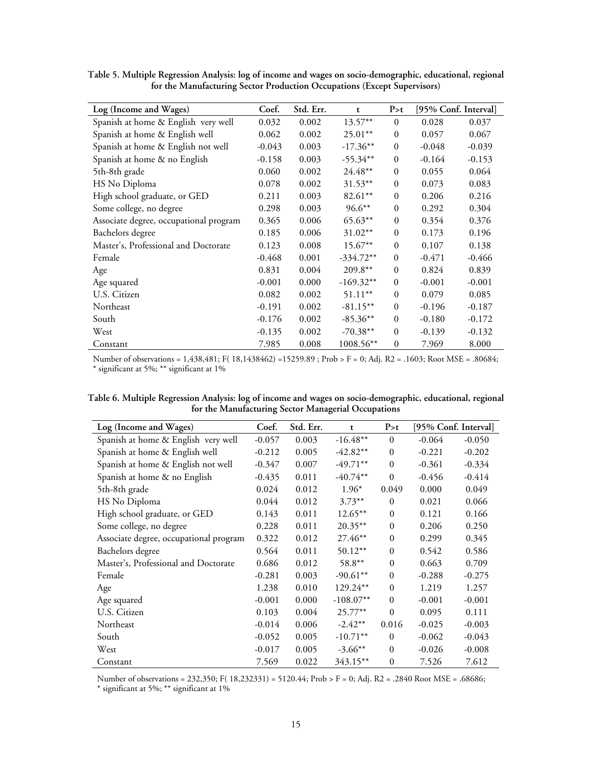**Table 5. Multiple Regression Analysis: log of income and wages on socio-demographic, educational, regional for the Manufacturing Sector Production Occupations (Except Supervisors)**

| Log (Income and Wages) | Coef. | Std. Err. | t | P>t | [95% Conf. Interval] | |
|---|---|---|---|---|---|---|
| Spanish at home & English very well | 0.032 | 0.002 | 13.57** | 0 | 0.028 | 0.037 |
| Spanish at home & English well | 0.062 | 0.002 | 25.01** | 0 | 0.057 | 0.067 |
| Spanish at home & English not well | -0.043 | 0.003 | -17.36** | 0 | -0.048 | -0.039 |
| Spanish at home & no English | -0.158 | 0.003 | -55.34** | 0 | -0.164 | -0.153 |
| 5th-8th grade | 0.060 | 0.002 | 24.48** | 0 | 0.055 | 0.064 |
| HS No Diploma | 0.078 | 0.002 | 31.53** | 0 | 0.073 | 0.083 |
| High school graduate, or GED | 0.211 | 0.003 | 82.61** | 0 | 0.206 | 0.216 |
| Some college, no degree | 0.298 | 0.003 | 96.6** | 0 | 0.292 | 0.304 |
| Associate degree, occupational program | 0.365 | 0.006 | 65.63** | 0 | 0.354 | 0.376 |
| Bachelors degree | 0.185 | 0.006 | 31.02** | 0 | 0.173 | 0.196 |
| Master's, Professional and Doctorate | 0.123 | 0.008 | 15.67** | 0 | 0.107 | 0.138 |
| Female | -0.468 | 0.001 | -334.72** | 0 | -0.471 | -0.466 |
| Age | 0.831 | 0.004 | 209.8** | 0 | 0.824 | 0.839 |
| Age squared | -0.001 | 0.000 | -169.32** | 0 | -0.001 | -0.001 |
| U.S. Citizen | 0.082 | 0.002 | 51.11** | 0 | 0.079 | 0.085 |
| Northeast | -0.191 | 0.002 | -81.15** | 0 | -0.196 | -0.187 |
| South | -0.176 | 0.002 | -85.36** | 0 | -0.180 | -0.172 |
| West | -0.135 | 0.002 | -70.38** | 0 | -0.139 | -0.132 |
| Constant | 7.985 | 0.008 | 1008.56** | 0 | 7.969 | 8.000 |

Number of observations = 1,438,481; F( 18,1438462) =15259.89 ; Prob > F = 0; Adj. R2 = .1603; Root MSE = .80684;
* significant at 5%; ** significant at 1%

**Table 6. Multiple Regression Analysis: log of income and wages on socio-demographic, educational, regional for the Manufacturing Sector Managerial Occupations**

| Log (Income and Wages) | Coef. | Std. Err. | t | P>t | [95% Conf. Interval] | |
|---|---|---|---|---|---|---|
| Spanish at home & English very well | -0.057 | 0.003 | -16.48** | 0 | -0.064 | -0.050 |
| Spanish at home & English well | -0.212 | 0.005 | -42.82** | 0 | -0.221 | -0.202 |
| Spanish at home & English not well | -0.347 | 0.007 | -49.71** | 0 | -0.361 | -0.334 |
| Spanish at home & no English | -0.435 | 0.011 | -40.74** | 0 | -0.456 | -0.414 |
| 5th-8th grade | 0.024 | 0.012 | 1.96* | 0.049 | 0.000 | 0.049 |
| HS No Diploma | 0.044 | 0.012 | 3.73** | 0 | 0.021 | 0.066 |
| High school graduate, or GED | 0.143 | 0.011 | 12.65** | 0 | 0.121 | 0.166 |
| Some college, no degree | 0.228 | 0.011 | 20.35** | 0 | 0.206 | 0.250 |
| Associate degree, occupational program | 0.322 | 0.012 | 27.46** | 0 | 0.299 | 0.345 |
| Bachelors degree | 0.564 | 0.011 | 50.12** | 0 | 0.542 | 0.586 |
| Master's, Professional and Doctorate | 0.686 | 0.012 | 58.8** | 0 | 0.663 | 0.709 |
| Female | -0.281 | 0.003 | -90.61** | 0 | -0.288 | -0.275 |
| Age | 1.238 | 0.010 | 129.24** | 0 | 1.219 | 1.257 |
| Age squared | -0.001 | 0.000 | -108.07** | 0 | -0.001 | -0.001 |
| U.S. Citizen | 0.103 | 0.004 | 25.77** | 0 | 0.095 | 0.111 |
| Northeast | -0.014 | 0.006 | -2.42** | 0.016 | -0.025 | -0.003 |
| South | -0.052 | 0.005 | -10.71** | 0 | -0.062 | -0.043 |
| West | -0.017 | 0.005 | -3.66** | 0 | -0.026 | -0.008 |
| Constant | 7.569 | 0.022 | 343.15** | 0 | 7.526 | 7.612 |

Number of observations = 232,350; F( 18,232331) = 5120.44; Prob > F = 0; Adj. R2 = .2840 Root MSE = .68686;
* significant at 5%; ** significant at 1%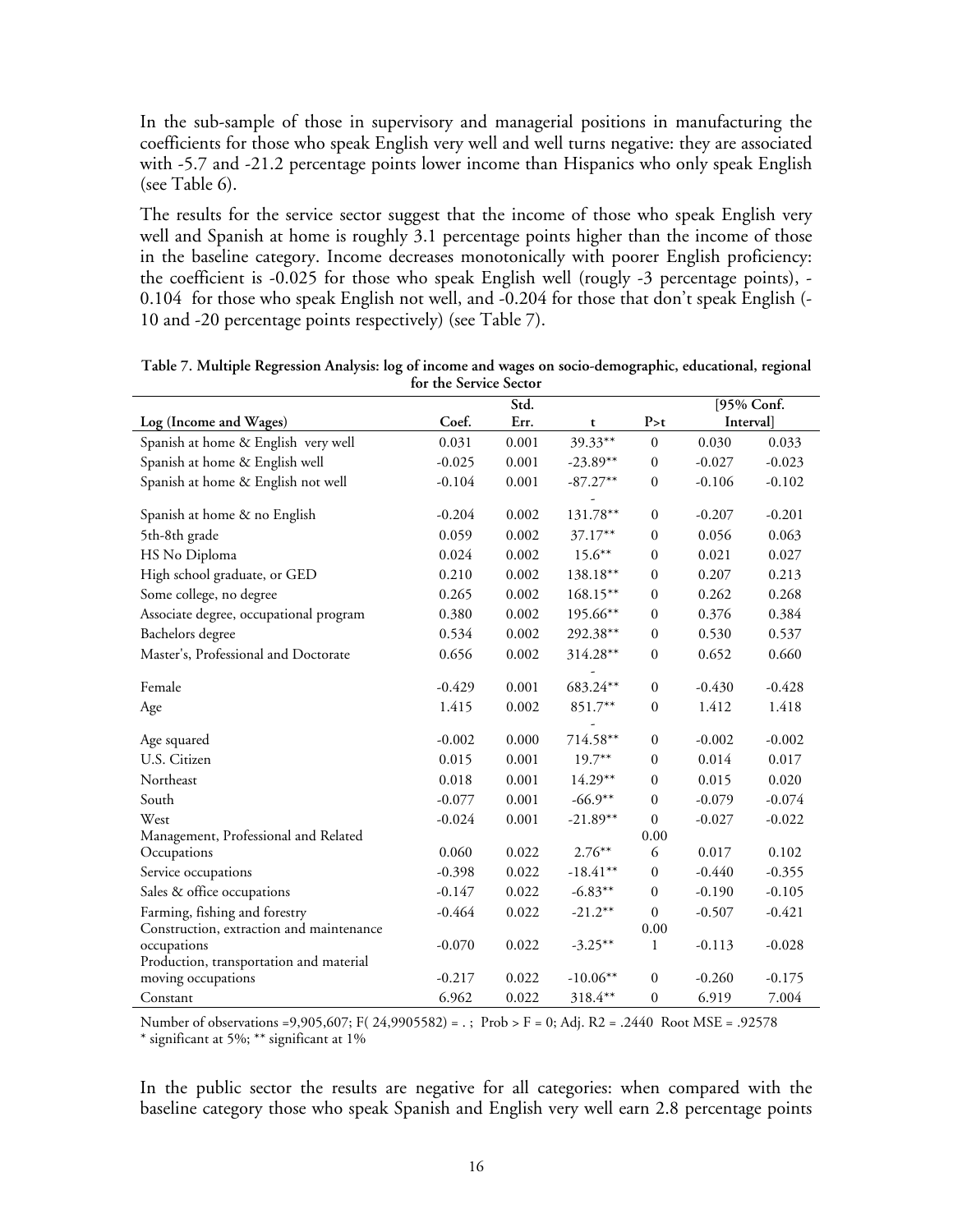In the sub-sample of those in supervisory and managerial positions in manufacturing the coefficients for those who speak English very well and well turns negative: they are associated with -5.7 and -21.2 percentage points lower income than Hispanics who only speak English (see Table 6).

The results for the service sector suggest that the income of those who speak English very well and Spanish at home is roughly 3.1 percentage points higher than the income of those in the baseline category. Income decreases monotonically with poorer English proficiency: the coefficient is -0.025 for those who speak English well (rougly -3 percentage points), -0.104 for those who speak English not well, and -0.204 for those that don't speak English (-10 and -20 percentage points respectively) (see Table 7).

**Table 7. Multiple Regression Analysis: log of income and wages on socio-demographic, educational, regional for the Service Sector**

| Log (Income and Wages) | Coef. | Std. Err. | t | P>t | [95% Conf. | Interval] |
|---|---|---|---|---|---|---|
| Spanish at home & English very well | 0.031 | 0.001 | 39.33** | 0 | 0.030 | 0.033 |
| Spanish at home & English well | -0.025 | 0.001 | -23.89** | 0 | -0.027 | -0.023 |
| Spanish at home & English not well | -0.104 | 0.001 | -87.27** | 0 | -0.106 | -0.102 |
| Spanish at home & no English | -0.204 | 0.002 | -131.78** | 0 | -0.207 | -0.201 |
| 5th-8th grade | 0.059 | 0.002 | 37.17** | 0 | 0.056 | 0.063 |
| HS No Diploma | 0.024 | 0.002 | 15.6** | 0 | 0.021 | 0.027 |
| High school graduate, or GED | 0.210 | 0.002 | 138.18** | 0 | 0.207 | 0.213 |
| Some college, no degree | 0.265 | 0.002 | 168.15** | 0 | 0.262 | 0.268 |
| Associate degree, occupational program | 0.380 | 0.002 | 195.66** | 0 | 0.376 | 0.384 |
| Bachelors degree | 0.534 | 0.002 | 292.38** | 0 | 0.530 | 0.537 |
| Master's, Professional and Doctorate | 0.656 | 0.002 | 314.28** | 0 | 0.652 | 0.660 |
| Female | -0.429 | 0.001 | -683.24** | 0 | -0.430 | -0.428 |
| Age | 1.415 | 0.002 | 851.7** | 0 | 1.412 | 1.418 |
| Age squared | -0.002 | 0.000 | -714.58** | 0 | -0.002 | -0.002 |
| U.S. Citizen | 0.015 | 0.001 | 19.7** | 0 | 0.014 | 0.017 |
| Northeast | 0.018 | 0.001 | 14.29** | 0 | 0.015 | 0.020 |
| South | -0.077 | 0.001 | -66.9** | 0 | -0.079 | -0.074 |
| West | -0.024 | 0.001 | -21.89** | 0 | -0.027 | -0.022 |
| Management, Professional and Related Occupations | 0.060 | 0.022 | 2.76** | 0.006 | 0.017 | 0.102 |
| Service occupations | -0.398 | 0.022 | -18.41** | 0 | -0.440 | -0.355 |
| Sales & office occupations | -0.147 | 0.022 | -6.83** | 0 | -0.190 | -0.105 |
| Farming, fishing and forestry | -0.464 | 0.022 | -21.2** | 0 | -0.507 | -0.421 |
| Construction, extraction and maintenance occupations | -0.070 | 0.022 | -3.25** | 0.001 | -0.113 | -0.028 |
| Production, transportation and material moving occupations | -0.217 | 0.022 | -10.06** | 0 | -0.260 | -0.175 |
| Constant | 6.962 | 0.022 | 318.4** | 0 | 6.919 | 7.004 |

Number of observations =9,905,607; F( 24,9905582) = . ; Prob > F = 0; Adj. R2 = .2440 Root MSE = .92578
\* significant at 5%; ** significant at 1%

In the public sector the results are negative for all categories: when compared with the baseline category those who speak Spanish and English very well earn 2.8 percentage points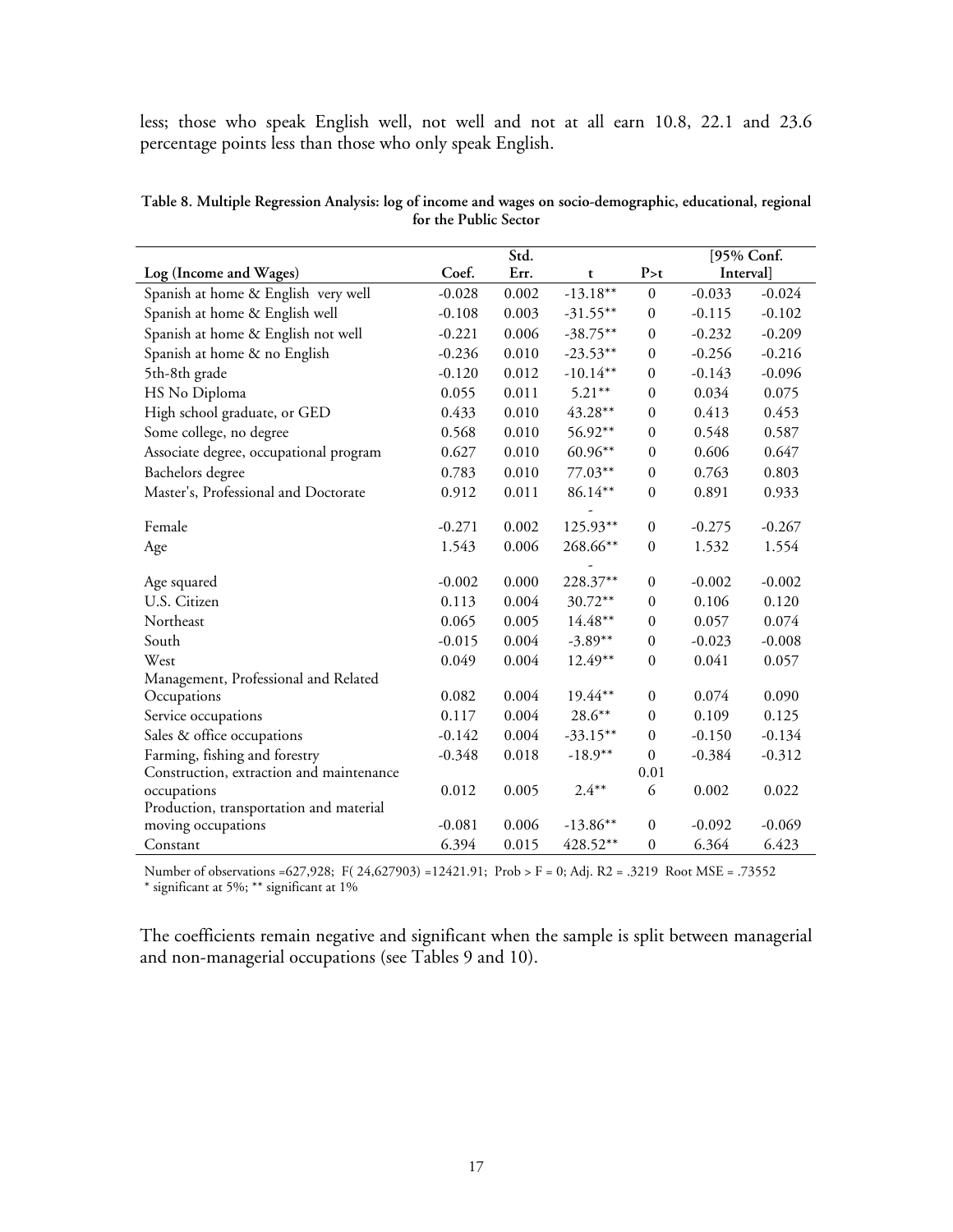less; those who speak English well, not well and not at all earn 10.8, 22.1 and 23.6 percentage points less than those who only speak English.

**Table 8. Multiple Regression Analysis: log of income and wages on socio-demographic, educational, regional for the Public Sector**

| Log (Income and Wages) | Coef. | Std. Err. | t | P>t | [95% Conf. | Interval] |
|---|---|---|---|---|---|---|
| Spanish at home & English very well | -0.028 | 0.002 | -13.18** | 0 | -0.033 | -0.024 |
| Spanish at home & English well | -0.108 | 0.003 | -31.55** | 0 | -0.115 | -0.102 |
| Spanish at home & English not well | -0.221 | 0.006 | -38.75** | 0 | -0.232 | -0.209 |
| Spanish at home & no English | -0.236 | 0.010 | -23.53** | 0 | -0.256 | -0.216 |
| 5th-8th grade | -0.120 | 0.012 | -10.14** | 0 | -0.143 | -0.096 |
| HS No Diploma | 0.055 | 0.011 | 5.21** | 0 | 0.034 | 0.075 |
| High school graduate, or GED | 0.433 | 0.010 | 43.28** | 0 | 0.413 | 0.453 |
| Some college, no degree | 0.568 | 0.010 | 56.92** | 0 | 0.548 | 0.587 |
| Associate degree, occupational program | 0.627 | 0.010 | 60.96** | 0 | 0.606 | 0.647 |
| Bachelors degree | 0.783 | 0.010 | 77.03** | 0 | 0.763 | 0.803 |
| Master's, Professional and Doctorate | 0.912 | 0.011 | 86.14** | 0 | 0.891 | 0.933 |
| Female | -0.271 | 0.002 | -125.93** | 0 | -0.275 | -0.267 |
| Age | 1.543 | 0.006 | 268.66** | 0 | 1.532 | 1.554 |
| Age squared | -0.002 | 0.000 | -228.37** | 0 | -0.002 | -0.002 |
| U.S. Citizen | 0.113 | 0.004 | 30.72** | 0 | 0.106 | 0.120 |
| Northeast | 0.065 | 0.005 | 14.48** | 0 | 0.057 | 0.074 |
| South | -0.015 | 0.004 | -3.89** | 0 | -0.023 | -0.008 |
| West | 0.049 | 0.004 | 12.49** | 0 | 0.041 | 0.057 |
| Management, Professional and Related Occupations | 0.082 | 0.004 | 19.44** | 0 | 0.074 | 0.090 |
| Service occupations | 0.117 | 0.004 | 28.6** | 0 | 0.109 | 0.125 |
| Sales & office occupations | -0.142 | 0.004 | -33.15** | 0 | -0.150 | -0.134 |
| Farming, fishing and forestry | -0.348 | 0.018 | -18.9** | 0 | -0.384 | -0.312 |
| Construction, extraction and maintenance occupations | 0.012 | 0.005 | 2.4** | 0.016 | 0.002 | 0.022 |
| Production, transportation and material moving occupations | -0.081 | 0.006 | -13.86** | 0 | -0.092 | -0.069 |
| Constant | 6.394 | 0.015 | 428.52** | 0 | 6.364 | 6.423 |

Number of observations =627,928; F( 24,627903) =12421.91; Prob > F = 0; Adj. R2 = .3219 Root MSE = .73552
\* significant at 5%; \*\* significant at 1%

The coefficients remain negative and significant when the sample is split between managerial and non-managerial occupations (see Tables 9 and 10).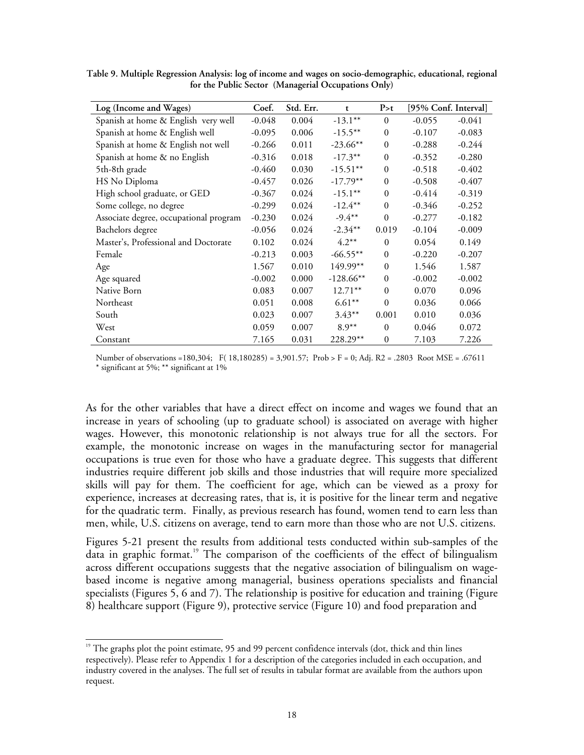**Table 9. Multiple Regression Analysis: log of income and wages on socio-demographic, educational, regional for the Public Sector (Managerial Occupations Only)**

| Log (Income and Wages) | Coef. | Std. Err. | t | P>t | [95% Conf. Interval] | |
|---|---|---|---|---|---|---|
| Spanish at home & English very well | -0.048 | 0.004 | -13.1** | 0 | -0.055 | -0.041 |
| Spanish at home & English well | -0.095 | 0.006 | -15.5** | 0 | -0.107 | -0.083 |
| Spanish at home & English not well | -0.266 | 0.011 | -23.66** | 0 | -0.288 | -0.244 |
| Spanish at home & no English | -0.316 | 0.018 | -17.3** | 0 | -0.352 | -0.280 |
| 5th-8th grade | -0.460 | 0.030 | -15.51** | 0 | -0.518 | -0.402 |
| HS No Diploma | -0.457 | 0.026 | -17.79** | 0 | -0.508 | -0.407 |
| High school graduate, or GED | -0.367 | 0.024 | -15.1** | 0 | -0.414 | -0.319 |
| Some college, no degree | -0.299 | 0.024 | -12.4** | 0 | -0.346 | -0.252 |
| Associate degree, occupational program | -0.230 | 0.024 | -9.4** | 0 | -0.277 | -0.182 |
| Bachelors degree | -0.056 | 0.024 | -2.34** | 0.019 | -0.104 | -0.009 |
| Master's, Professional and Doctorate | 0.102 | 0.024 | 4.2** | 0 | 0.054 | 0.149 |
| Female | -0.213 | 0.003 | -66.55** | 0 | -0.220 | -0.207 |
| Age | 1.567 | 0.010 | 149.99** | 0 | 1.546 | 1.587 |
| Age squared | -0.002 | 0.000 | -128.66** | 0 | -0.002 | -0.002 |
| Native Born | 0.083 | 0.007 | 12.71** | 0 | 0.070 | 0.096 |
| Northeast | 0.051 | 0.008 | 6.61** | 0 | 0.036 | 0.066 |
| South | 0.023 | 0.007 | 3.43** | 0.001 | 0.010 | 0.036 |
| West | 0.059 | 0.007 | 8.9** | 0 | 0.046 | 0.072 |
| Constant | 7.165 | 0.031 | 228.29** | 0 | 7.103 | 7.226 |

Number of observations =180,304; F( 18,180285) = 3,901.57; Prob > F = 0; Adj. R2 = .2803 Root MSE = .67611
* significant at 5%; ** significant at 1%

As for the other variables that have a direct effect on income and wages we found that an increase in years of schooling (up to graduate school) is associated on average with higher wages. However, this monotonic relationship is not always true for all the sectors. For example, the monotonic increase on wages in the manufacturing sector for managerial occupations is true even for those who have a graduate degree. This suggests that different industries require different job skills and those industries that will require more specialized skills will pay for them. The coefficient for age, which can be viewed as a proxy for experience, increases at decreasing rates, that is, it is positive for the linear term and negative for the quadratic term. Finally, as previous research has found, women tend to earn less than men, while, U.S. citizens on average, tend to earn more than those who are not U.S. citizens.

Figures 5-21 present the results from additional tests conducted within sub-samples of the data in graphic format.[19] The comparison of the coefficients of the effect of bilingualism across different occupations suggests that the negative association of bilingualism on wage-based income is negative among managerial, business operations specialists and financial specialists (Figures 5, 6 and 7). The relationship is positive for education and training (Figure 8) healthcare support (Figure 9), protective service (Figure 10) and food preparation and

[19] The graphs plot the point estimate, 95 and 99 percent confidence intervals (dot, thick and thin lines respectively). Please refer to Appendix 1 for a description of the categories included in each occupation, and industry covered in the analyses. The full set of results in tabular format are available from the authors upon request.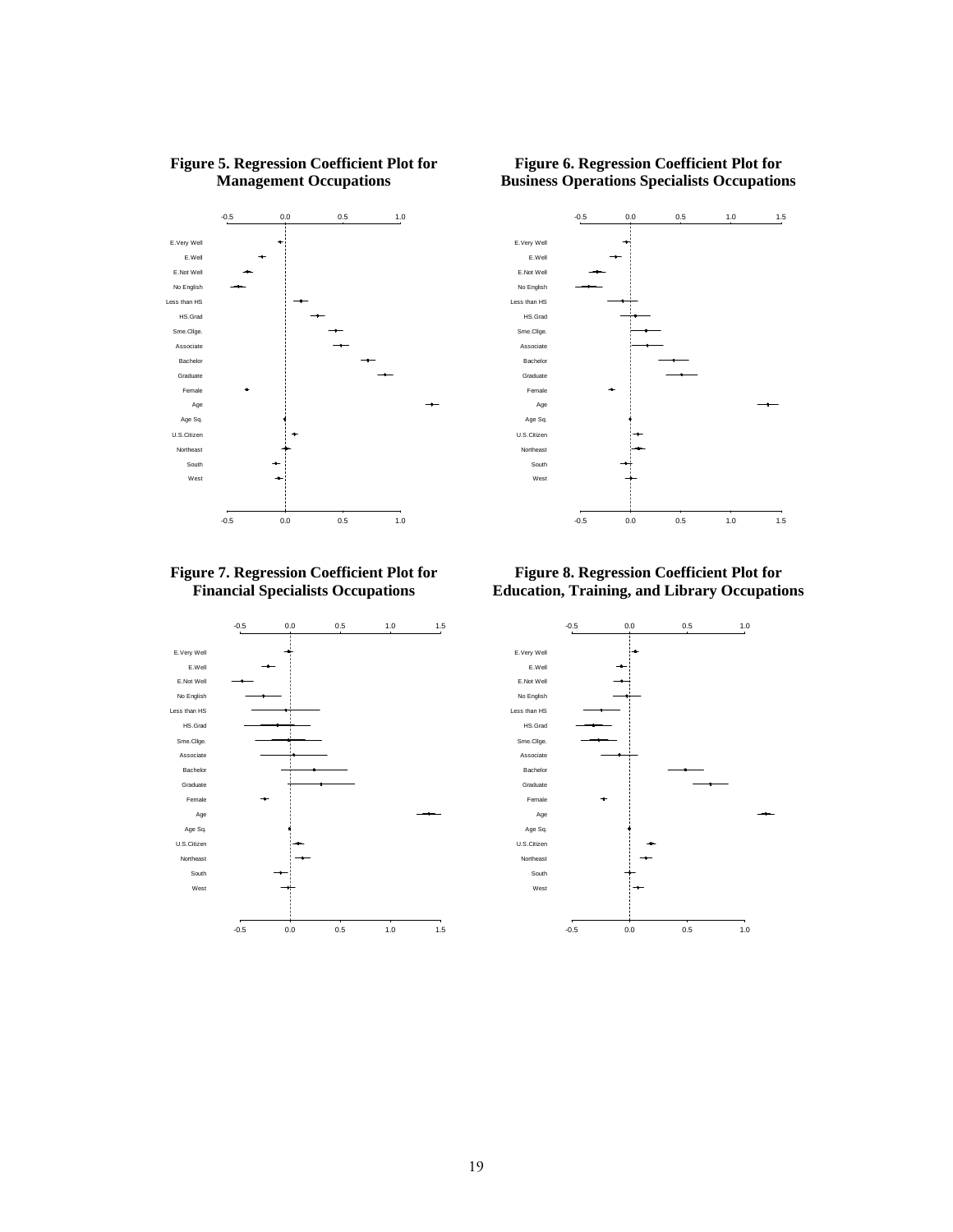**Figure 5. Regression Coefficient Plot for Management Occupations**

**Figure 6. Regression Coefficient Plot for Business Operations Specialists Occupations**

**Figure 7. Regression Coefficient Plot for Financial Specialists Occupations**

**Figure 8. Regression Coefficient Plot for Education, Training, and Library Occupations**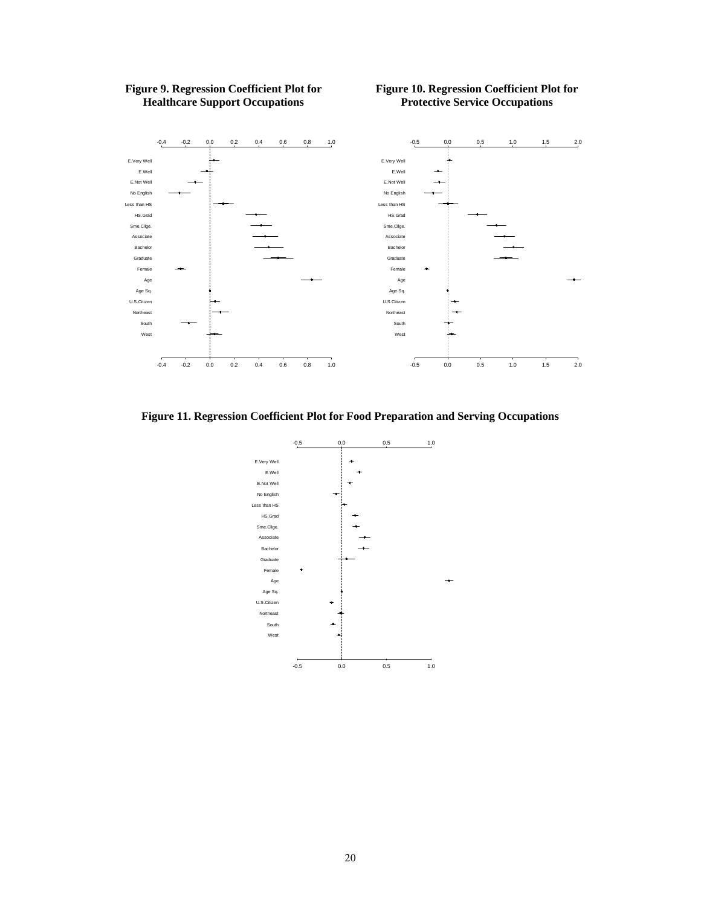**Figure 9. Regression Coefficient Plot for Healthcare Support Occupations**

**Figure 10. Regression Coefficient Plot for Protective Service Occupations**

**Figure 11. Regression Coefficient Plot for Food Preparation and Serving Occupations**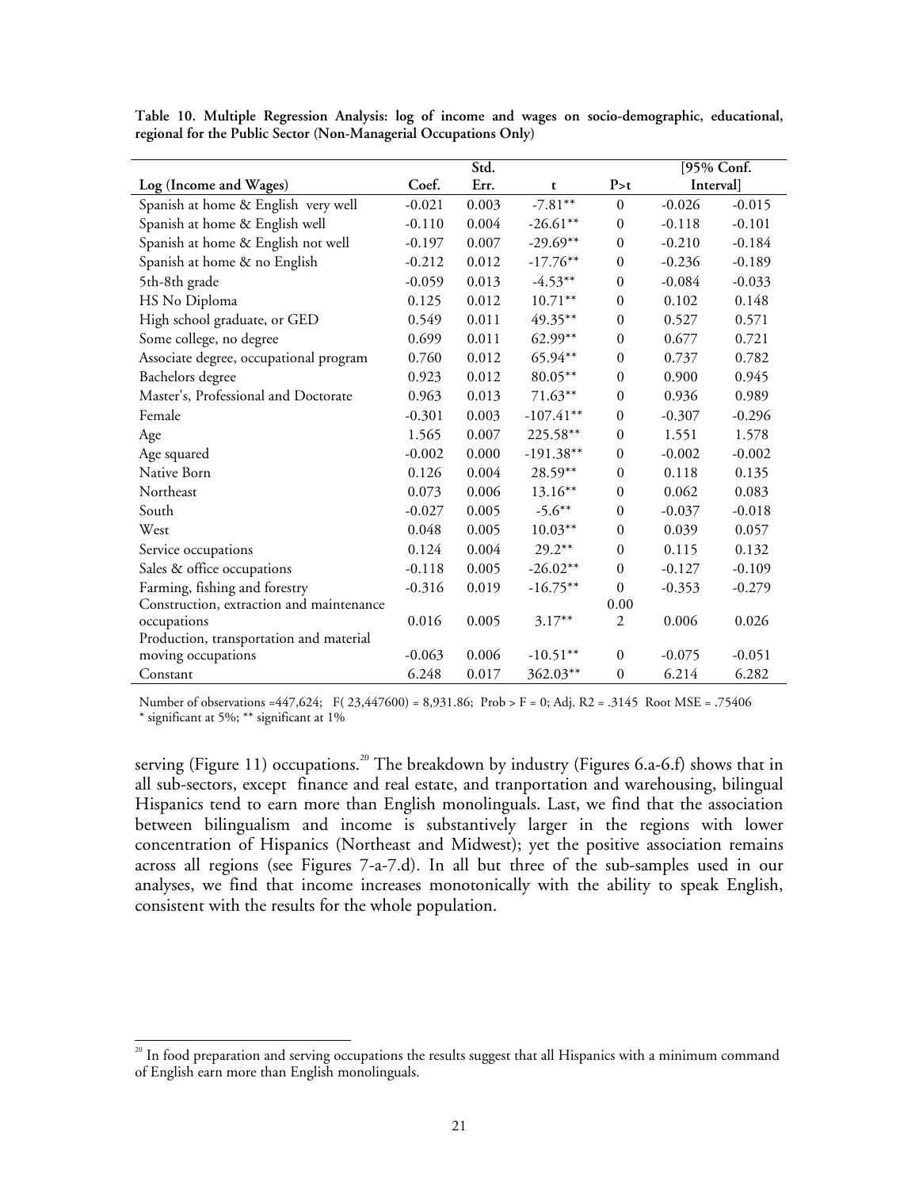**Table 10. Multiple Regression Analysis: log of income and wages on socio-demographic, educational, regional for the Public Sector (Non-Managerial Occupations Only)**

| Log (Income and Wages) | Coef. | Std. Err. | t | P>t | [95% Conf. | Interval] |
|---|---|---|---|---|---|---|
| Spanish at home & English very well | -0.021 | 0.003 | -7.81** | 0 | -0.026 | -0.015 |
| Spanish at home & English well | -0.110 | 0.004 | -26.61** | 0 | -0.118 | -0.101 |
| Spanish at home & English not well | -0.197 | 0.007 | -29.69** | 0 | -0.210 | -0.184 |
| Spanish at home & no English | -0.212 | 0.012 | -17.76** | 0 | -0.236 | -0.189 |
| 5th-8th grade | -0.059 | 0.013 | -4.53** | 0 | -0.084 | -0.033 |
| HS No Diploma | 0.125 | 0.012 | 10.71** | 0 | 0.102 | 0.148 |
| High school graduate, or GED | 0.549 | 0.011 | 49.35** | 0 | 0.527 | 0.571 |
| Some college, no degree | 0.699 | 0.011 | 62.99** | 0 | 0.677 | 0.721 |
| Associate degree, occupational program | 0.760 | 0.012 | 65.94** | 0 | 0.737 | 0.782 |
| Bachelors degree | 0.923 | 0.012 | 80.05** | 0 | 0.900 | 0.945 |
| Master's, Professional and Doctorate | 0.963 | 0.013 | 71.63** | 0 | 0.936 | 0.989 |
| Female | -0.301 | 0.003 | -107.41** | 0 | -0.307 | -0.296 |
| Age | 1.565 | 0.007 | 225.58** | 0 | 1.551 | 1.578 |
| Age squared | -0.002 | 0.000 | -191.38** | 0 | -0.002 | -0.002 |
| Native Born | 0.126 | 0.004 | 28.59** | 0 | 0.118 | 0.135 |
| Northeast | 0.073 | 0.006 | 13.16** | 0 | 0.062 | 0.083 |
| South | -0.027 | 0.005 | -5.6** | 0 | -0.037 | -0.018 |
| West | 0.048 | 0.005 | 10.03** | 0 | 0.039 | 0.057 |
| Service occupations | 0.124 | 0.004 | 29.2** | 0 | 0.115 | 0.132 |
| Sales & office occupations | -0.118 | 0.005 | -26.02** | 0 | -0.127 | -0.109 |
| Farming, fishing and forestry | -0.316 | 0.019 | -16.75** | 0 | -0.353 | -0.279 |
| Construction, extraction and maintenance occupations | 0.016 | 0.005 | 3.17** | 0.002 | 0.006 | 0.026 |
| Production, transportation and material moving occupations | -0.063 | 0.006 | -10.51** | 0 | -0.075 | -0.051 |
| Constant | 6.248 | 0.017 | 362.03** | 0 | 6.214 | 6.282 |

Number of observations =447,624; F( 23,447600) = 8,931.86; Prob > F = 0; Adj. R2 = .3145 Root MSE = .75406
* significant at 5%; ** significant at 1%

serving (Figure 11) occupations.[20] The breakdown by industry (Figures 6.a-6.f) shows that in all sub-sectors, except finance and real estate, and tranportation and warehousing, bilingual Hispanics tend to earn more than English monolinguals. Last, we find that the association between bilingualism and income is substantively larger in the regions with lower concentration of Hispanics (Northeast and Midwest); yet the positive association remains across all regions (see Figures 7-a-7.d). In all but three of the sub-samples used in our analyses, we find that income increases monotonically with the ability to speak English, consistent with the results for the whole population.

[20] In food preparation and serving occupations the results suggest that all Hispanics with a minimum command of English earn more than English monolinguals.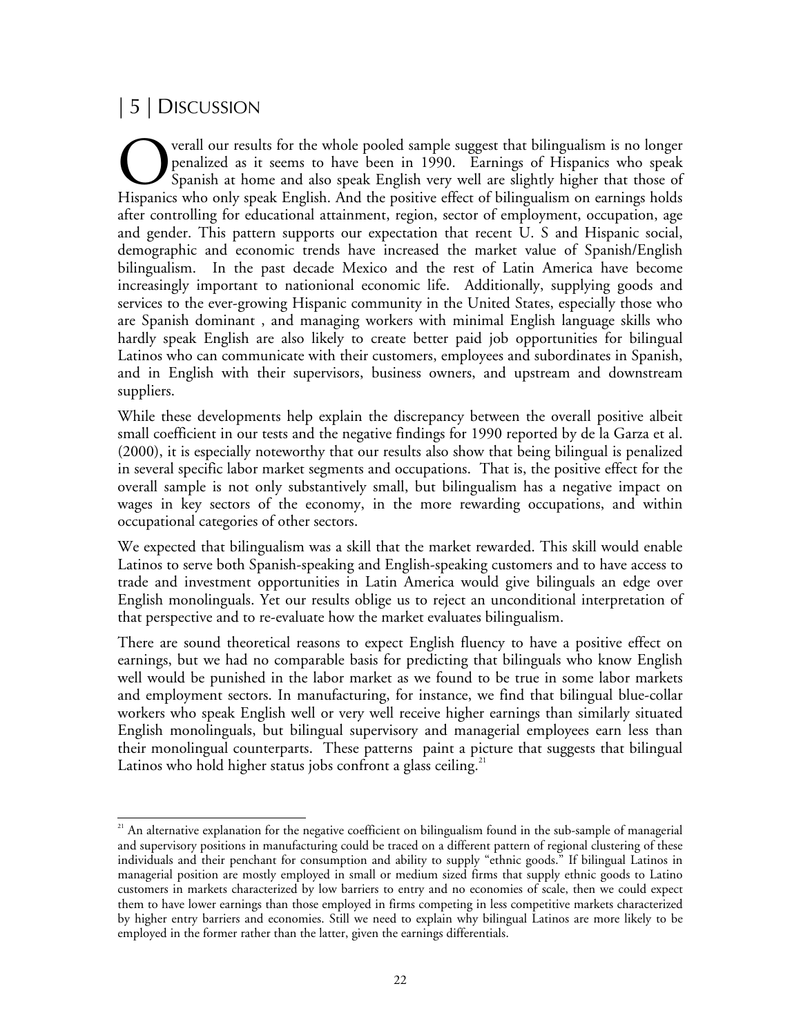# | 5 | DISCUSSION

Overall our results for the whole pooled sample suggest that bilingualism is no longer penalized as it seems to have been in 1990. Earnings of Hispanics who speak Spanish at home and also speak English very well are slightly higher that those of Hispanics who only speak English. And the positive effect of bilingualism on earnings holds after controlling for educational attainment, region, sector of employment, occupation, age and gender. This pattern supports our expectation that recent U. S and Hispanic social, demographic and economic trends have increased the market value of Spanish/English bilingualism. In the past decade Mexico and the rest of Latin America have become increasingly important to nationional economic life. Additionally, supplying goods and services to the ever-growing Hispanic community in the United States, especially those who are Spanish dominant , and managing workers with minimal English language skills who hardly speak English are also likely to create better paid job opportunities for bilingual Latinos who can communicate with their customers, employees and subordinates in Spanish, and in English with their supervisors, business owners, and upstream and downstream suppliers.

While these developments help explain the discrepancy between the overall positive albeit small coefficient in our tests and the negative findings for 1990 reported by de la Garza et al. (2000), it is especially noteworthy that our results also show that being bilingual is penalized in several specific labor market segments and occupations. That is, the positive effect for the overall sample is not only substantively small, but bilingualism has a negative impact on wages in key sectors of the economy, in the more rewarding occupations, and within occupational categories of other sectors.

We expected that bilingualism was a skill that the market rewarded. This skill would enable Latinos to serve both Spanish-speaking and English-speaking customers and to have access to trade and investment opportunities in Latin America would give bilinguals an edge over English monolinguals. Yet our results oblige us to reject an unconditional interpretation of that perspective and to re-evaluate how the market evaluates bilingualism.

There are sound theoretical reasons to expect English fluency to have a positive effect on earnings, but we had no comparable basis for predicting that bilinguals who know English well would be punished in the labor market as we found to be true in some labor markets and employment sectors. In manufacturing, for instance, we find that bilingual blue-collar workers who speak English well or very well receive higher earnings than similarly situated English monolinguals, but bilingual supervisory and managerial employees earn less than their monolingual counterparts. These patterns paint a picture that suggests that bilingual Latinos who hold higher status jobs confront a glass ceiling.[21]

[21] An alternative explanation for the negative coefficient on bilingualism found in the sub-sample of managerial and supervisory positions in manufacturing could be traced on a different pattern of regional clustering of these individuals and their penchant for consumption and ability to supply "ethnic goods." If bilingual Latinos in managerial position are mostly employed in small or medium sized firms that supply ethnic goods to Latino customers in markets characterized by low barriers to entry and no economies of scale, then we could expect them to have lower earnings than those employed in firms competing in less competitive markets characterized by higher entry barriers and economies. Still we need to explain why bilingual Latinos are more likely to be employed in the former rather than the latter, given the earnings differentials.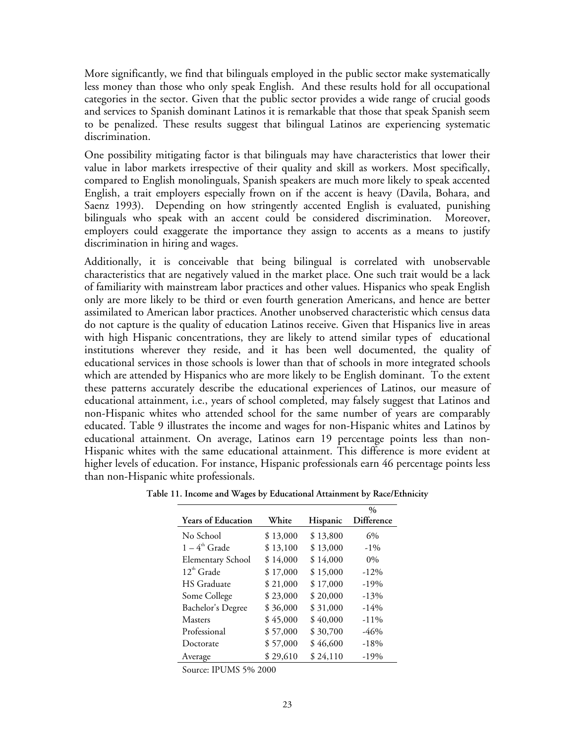More significantly, we find that bilinguals employed in the public sector make systematically less money than those who only speak English. And these results hold for all occupational categories in the sector. Given that the public sector provides a wide range of crucial goods and services to Spanish dominant Latinos it is remarkable that those that speak Spanish seem to be penalized. These results suggest that bilingual Latinos are experiencing systematic discrimination.

One possibility mitigating factor is that bilinguals may have characteristics that lower their value in labor markets irrespective of their quality and skill as workers. Most specifically, compared to English monolinguals, Spanish speakers are much more likely to speak accented English, a trait employers especially frown on if the accent is heavy (Davila, Bohara, and Saenz 1993). Depending on how stringently accented English is evaluated, punishing bilinguals who speak with an accent could be considered discrimination. Moreover, employers could exaggerate the importance they assign to accents as a means to justify discrimination in hiring and wages.

Additionally, it is conceivable that being bilingual is correlated with unobservable characteristics that are negatively valued in the market place. One such trait would be a lack of familiarity with mainstream labor practices and other values. Hispanics who speak English only are more likely to be third or even fourth generation Americans, and hence are better assimilated to American labor practices. Another unobserved characteristic which census data do not capture is the quality of education Latinos receive. Given that Hispanics live in areas with high Hispanic concentrations, they are likely to attend similar types of educational institutions wherever they reside, and it has been well documented, the quality of educational services in those schools is lower than that of schools in more integrated schools which are attended by Hispanics who are more likely to be English dominant. To the extent these patterns accurately describe the educational experiences of Latinos, our measure of educational attainment, i.e., years of school completed, may falsely suggest that Latinos and non-Hispanic whites who attended school for the same number of years are comparably educated. Table 9 illustrates the income and wages for non-Hispanic whites and Latinos by educational attainment. On average, Latinos earn 19 percentage points less than non-Hispanic whites with the same educational attainment. This difference is more evident at higher levels of education. For instance, Hispanic professionals earn 46 percentage points less than non-Hispanic white professionals.

**Table 11. Income and Wages by Educational Attainment by Race/Ethnicity**

| Years of Education | White | Hispanic | % Difference |
|---|---|---|---|
| No School | $ 13,000 | $ 13,800 | 6% |
| 1 – 4th Grade | $ 13,100 | $ 13,000 | -1% |
| Elementary School | $ 14,000 | $ 14,000 | 0% |
| 12th Grade | $ 17,000 | $ 15,000 | -12% |
| HS Graduate | $ 21,000 | $ 17,000 | -19% |
| Some College | $ 23,000 | $ 20,000 | -13% |
| Bachelor's Degree | $ 36,000 | $ 31,000 | -14% |
| Masters | $ 45,000 | $ 40,000 | -11% |
| Professional | $ 57,000 | $ 30,700 | -46% |
| Doctorate | $ 57,000 | $ 46,600 | -18% |
| Average | $ 29,610 | $ 24,110 | -19% |

Source: IPUMS 5% 2000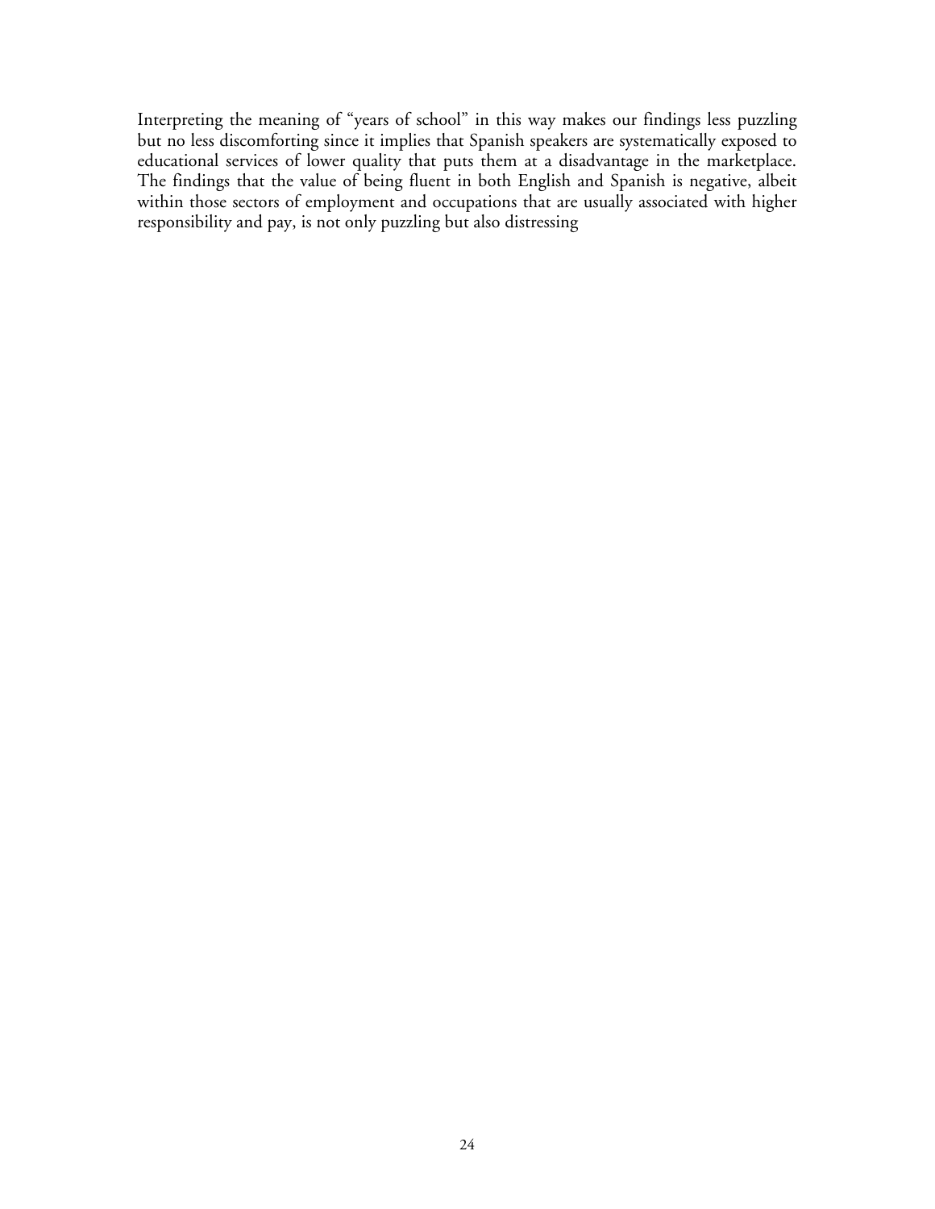Interpreting the meaning of "years of school" in this way makes our findings less puzzling but no less discomforting since it implies that Spanish speakers are systematically exposed to educational services of lower quality that puts them at a disadvantage in the marketplace. The findings that the value of being fluent in both English and Spanish is negative, albeit within those sectors of employment and occupations that are usually associated with higher responsibility and pay, is not only puzzling but also distressing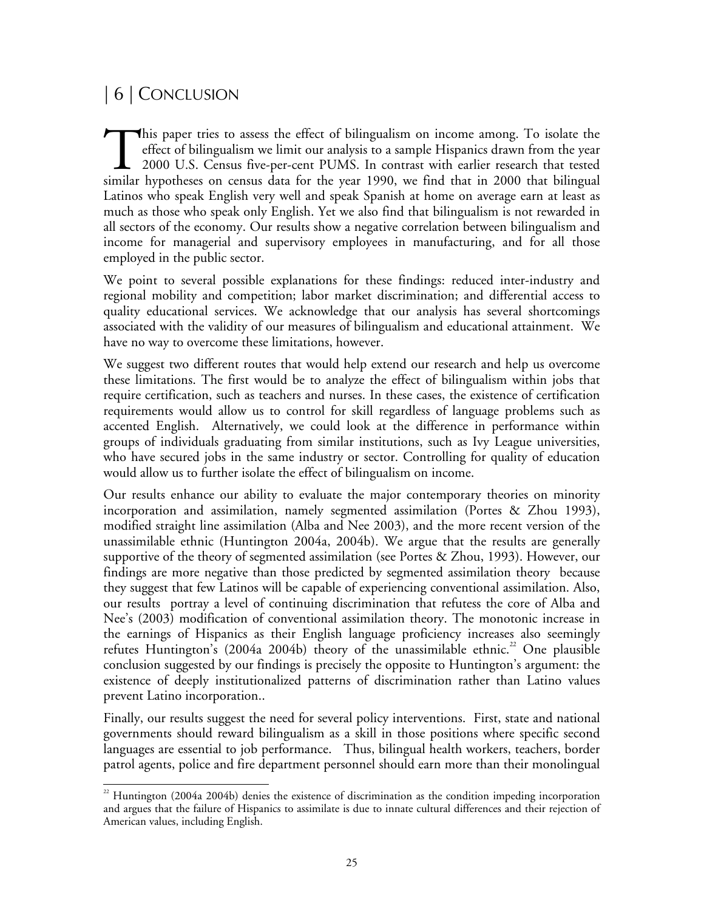## | 6 | CONCLUSION

This paper tries to assess the effect of bilingualism on income among. To isolate the effect of bilingualism we limit our analysis to a sample Hispanics drawn from the year 2000 U.S. Census five-per-cent PUMS. In contrast with earlier research that tested similar hypotheses on census data for the year 1990, we find that in 2000 that bilingual Latinos who speak English very well and speak Spanish at home on average earn at least as much as those who speak only English. Yet we also find that bilingualism is not rewarded in all sectors of the economy. Our results show a negative correlation between bilingualism and income for managerial and supervisory employees in manufacturing, and for all those employed in the public sector.

We point to several possible explanations for these findings: reduced inter-industry and regional mobility and competition; labor market discrimination; and differential access to quality educational services. We acknowledge that our analysis has several shortcomings associated with the validity of our measures of bilingualism and educational attainment. We have no way to overcome these limitations, however.

We suggest two different routes that would help extend our research and help us overcome these limitations. The first would be to analyze the effect of bilingualism within jobs that require certification, such as teachers and nurses. In these cases, the existence of certification requirements would allow us to control for skill regardless of language problems such as accented English. Alternatively, we could look at the difference in performance within groups of individuals graduating from similar institutions, such as Ivy League universities, who have secured jobs in the same industry or sector. Controlling for quality of education would allow us to further isolate the effect of bilingualism on income.

Our results enhance our ability to evaluate the major contemporary theories on minority incorporation and assimilation, namely segmented assimilation (Portes & Zhou 1993), modified straight line assimilation (Alba and Nee 2003), and the more recent version of the unassimilable ethnic (Huntington 2004a, 2004b). We argue that the results are generally supportive of the theory of segmented assimilation (see Portes & Zhou, 1993). However, our findings are more negative than those predicted by segmented assimilation theory because they suggest that few Latinos will be capable of experiencing conventional assimilation. Also, our results portray a level of continuing discrimination that refutess the core of Alba and Nee's (2003) modification of conventional assimilation theory. The monotonic increase in the earnings of Hispanics as their English language proficiency increases also seemingly refutes Huntington's (2004a 2004b) theory of the unassimilable ethnic.[22] One plausible conclusion suggested by our findings is precisely the opposite to Huntington's argument: the existence of deeply institutionalized patterns of discrimination rather than Latino values prevent Latino incorporation..

Finally, our results suggest the need for several policy interventions. First, state and national governments should reward bilingualism as a skill in those positions where specific second languages are essential to job performance. Thus, bilingual health workers, teachers, border patrol agents, police and fire department personnel should earn more than their monolingual

[22] Huntington (2004a 2004b) denies the existence of discrimination as the condition impeding incorporation and argues that the failure of Hispanics to assimilate is due to innate cultural differences and their rejection of American values, including English.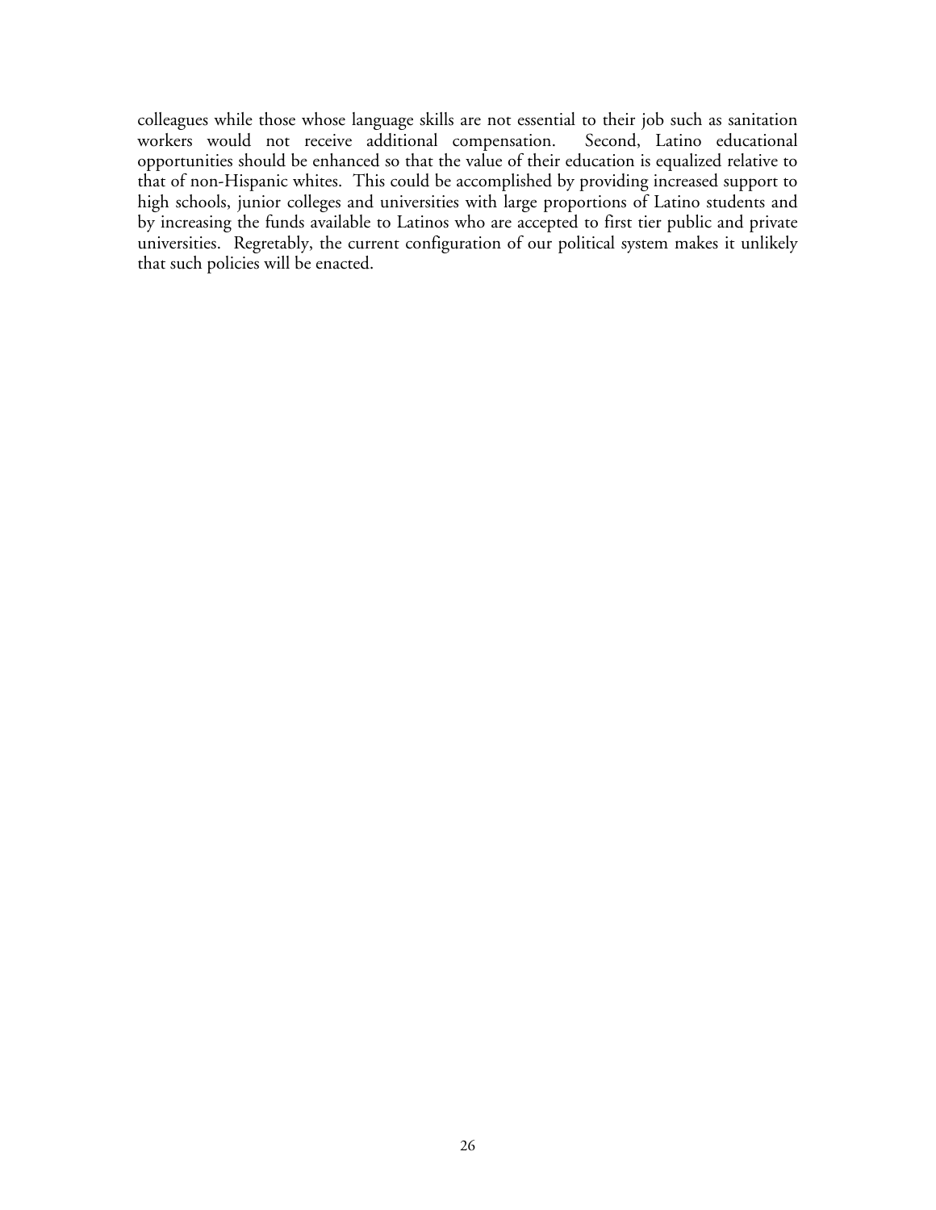colleagues while those whose language skills are not essential to their job such as sanitation workers would not receive additional compensation. Second, Latino educational opportunities should be enhanced so that the value of their education is equalized relative to that of non-Hispanic whites. This could be accomplished by providing increased support to high schools, junior colleges and universities with large proportions of Latino students and by increasing the funds available to Latinos who are accepted to first tier public and private universities. Regretably, the current configuration of our political system makes it unlikely that such policies will be enacted.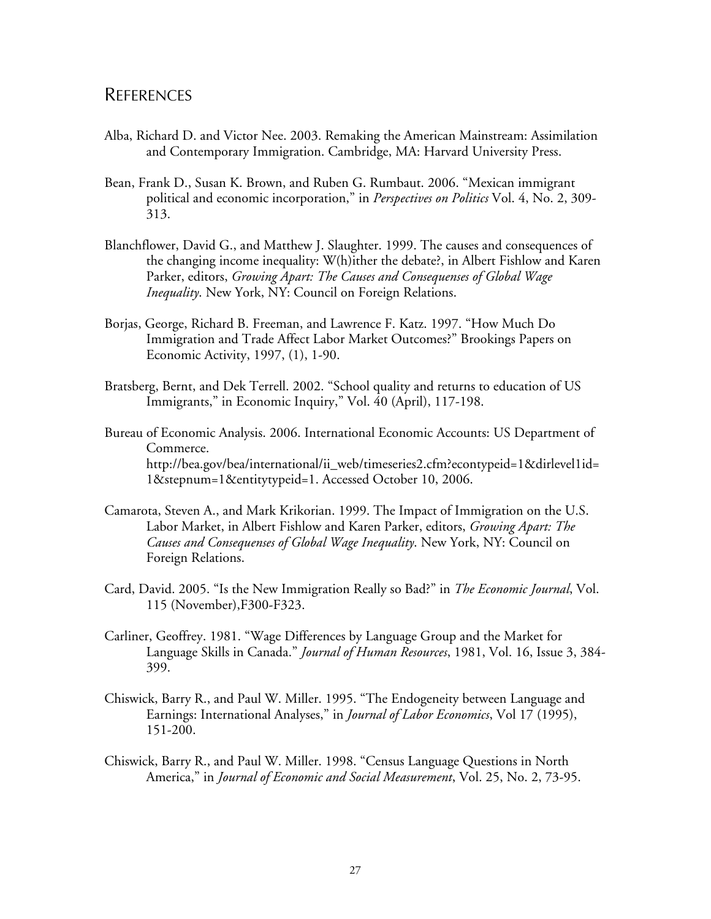## REFERENCES

Alba, Richard D. and Victor Nee. 2003. Remaking the American Mainstream: Assimilation and Contemporary Immigration. Cambridge, MA: Harvard University Press.

Bean, Frank D., Susan K. Brown, and Ruben G. Rumbaut. 2006. "Mexican immigrant political and economic incorporation," in *Perspectives on Politics* Vol. 4, No. 2, 309-313.

Blanchflower, David G., and Matthew J. Slaughter. 1999. The causes and consequences of the changing income inequality: W(h)ither the debate?, in Albert Fishlow and Karen Parker, editors, *Growing Apart: The Causes and Consequenses of Global Wage Inequality*. New York, NY: Council on Foreign Relations.

Borjas, George, Richard B. Freeman, and Lawrence F. Katz. 1997. "How Much Do Immigration and Trade Affect Labor Market Outcomes?" Brookings Papers on Economic Activity, 1997, (1), 1-90.

Bratsberg, Bernt, and Dek Terrell. 2002. "School quality and returns to education of US Immigrants," in Economic Inquiry," Vol. 40 (April), 117-198.

Bureau of Economic Analysis. 2006. International Economic Accounts: US Department of Commerce. http://bea.gov/bea/international/ii_web/timeseries2.cfm?econtypeid=1&dirlevel1id=1&stepnum=1&entitytypeid=1. Accessed October 10, 2006.

Camarota, Steven A., and Mark Krikorian. 1999. The Impact of Immigration on the U.S. Labor Market, in Albert Fishlow and Karen Parker, editors, *Growing Apart: The Causes and Consequenses of Global Wage Inequality*. New York, NY: Council on Foreign Relations.

Card, David. 2005. "Is the New Immigration Really so Bad?" in *The Economic Journal*, Vol. 115 (November),F300-F323.

Carliner, Geoffrey. 1981. "Wage Differences by Language Group and the Market for Language Skills in Canada." *Journal of Human Resources*, 1981, Vol. 16, Issue 3, 384-399.

Chiswick, Barry R., and Paul W. Miller. 1995. "The Endogeneity between Language and Earnings: International Analyses," in *Journal of Labor Economics*, Vol 17 (1995), 151-200.

Chiswick, Barry R., and Paul W. Miller. 1998. "Census Language Questions in North America," in *Journal of Economic and Social Measurement*, Vol. 25, No. 2, 73-95.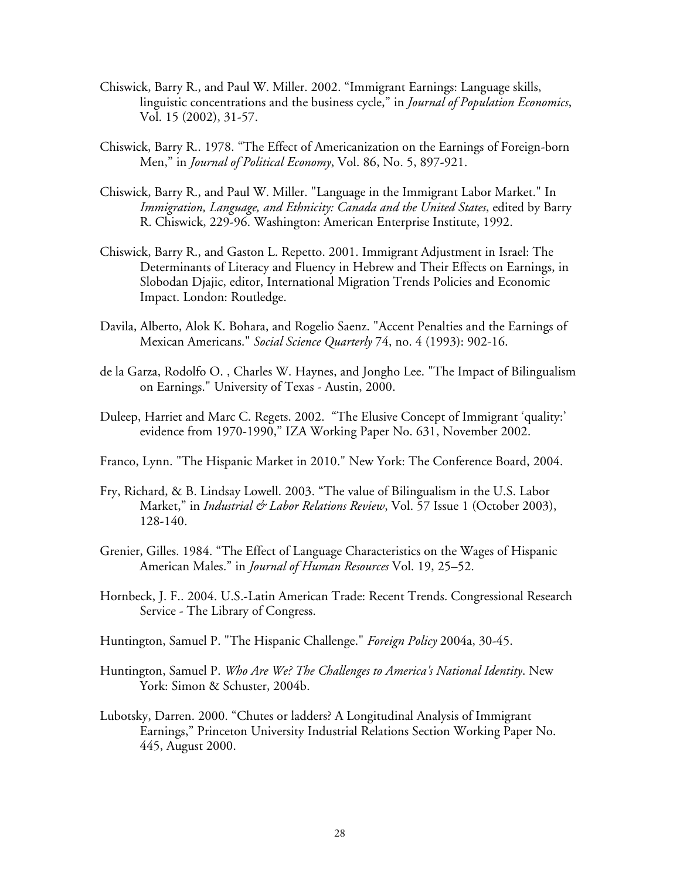Chiswick, Barry R., and Paul W. Miller. 2002. "Immigrant Earnings: Language skills, linguistic concentrations and the business cycle," in *Journal of Population Economics*, Vol. 15 (2002), 31-57.

Chiswick, Barry R.. 1978. "The Effect of Americanization on the Earnings of Foreign-born Men," in *Journal of Political Economy*, Vol. 86, No. 5, 897-921.

Chiswick, Barry R., and Paul W. Miller. "Language in the Immigrant Labor Market." In *Immigration, Language, and Ethnicity: Canada and the United States*, edited by Barry R. Chiswick, 229-96. Washington: American Enterprise Institute, 1992.

Chiswick, Barry R., and Gaston L. Repetto. 2001. Immigrant Adjustment in Israel: The Determinants of Literacy and Fluency in Hebrew and Their Effects on Earnings, in Slobodan Djajic, editor, International Migration Trends Policies and Economic Impact. London: Routledge.

Davila, Alberto, Alok K. Bohara, and Rogelio Saenz. "Accent Penalties and the Earnings of Mexican Americans." *Social Science Quarterly* 74, no. 4 (1993): 902-16.

de la Garza, Rodolfo O. , Charles W. Haynes, and Jongho Lee. "The Impact of Bilingualism on Earnings." University of Texas - Austin, 2000.

Duleep, Harriet and Marc C. Regets. 2002. "The Elusive Concept of Immigrant 'quality:' evidence from 1970-1990," IZA Working Paper No. 631, November 2002.

Franco, Lynn. "The Hispanic Market in 2010." New York: The Conference Board, 2004.

Fry, Richard, & B. Lindsay Lowell. 2003. "The value of Bilingualism in the U.S. Labor Market," in *Industrial & Labor Relations Review*, Vol. 57 Issue 1 (October 2003), 128-140.

Grenier, Gilles. 1984. "The Effect of Language Characteristics on the Wages of Hispanic American Males." in *Journal of Human Resources* Vol. 19, 25–52.

Hornbeck, J. F.. 2004. U.S.-Latin American Trade: Recent Trends. Congressional Research Service - The Library of Congress.

Huntington, Samuel P. "The Hispanic Challenge." *Foreign Policy* 2004a, 30-45.

Huntington, Samuel P. *Who Are We? The Challenges to America's National Identity*. New York: Simon & Schuster, 2004b.

Lubotsky, Darren. 2000. "Chutes or ladders? A Longitudinal Analysis of Immigrant Earnings," Princeton University Industrial Relations Section Working Paper No. 445, August 2000.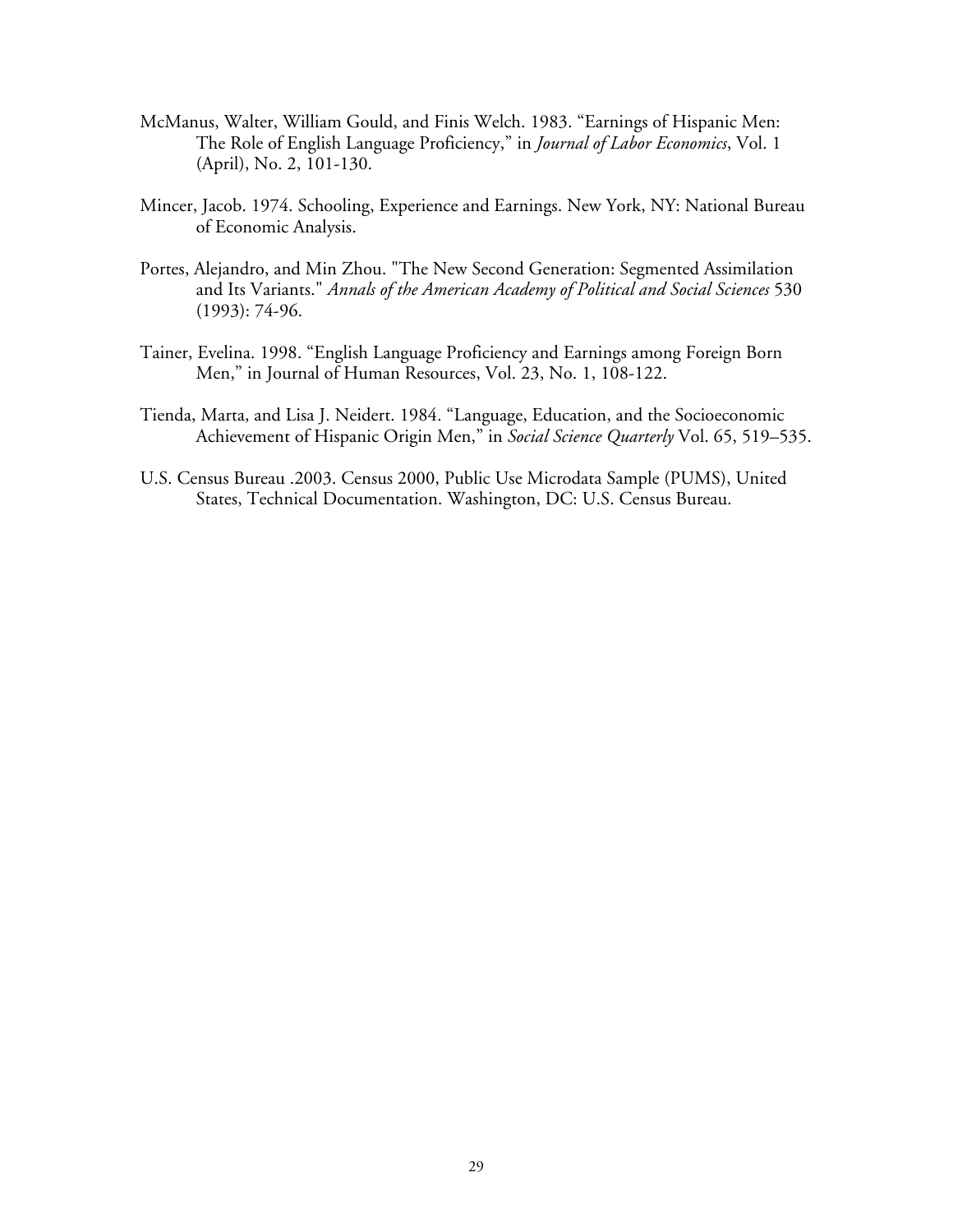McManus, Walter, William Gould, and Finis Welch. 1983. "Earnings of Hispanic Men: The Role of English Language Proficiency," in *Journal of Labor Economics*, Vol. 1 (April), No. 2, 101-130.

Mincer, Jacob. 1974. Schooling, Experience and Earnings. New York, NY: National Bureau of Economic Analysis.

Portes, Alejandro, and Min Zhou. "The New Second Generation: Segmented Assimilation and Its Variants." *Annals of the American Academy of Political and Social Sciences* 530 (1993): 74-96.

Tainer, Evelina. 1998. "English Language Proficiency and Earnings among Foreign Born Men," in Journal of Human Resources, Vol. 23, No. 1, 108-122.

Tienda, Marta, and Lisa J. Neidert. 1984. "Language, Education, and the Socioeconomic Achievement of Hispanic Origin Men," in *Social Science Quarterly* Vol. 65, 519–535.

U.S. Census Bureau .2003. Census 2000, Public Use Microdata Sample (PUMS), United States, Technical Documentation. Washington, DC: U.S. Census Bureau.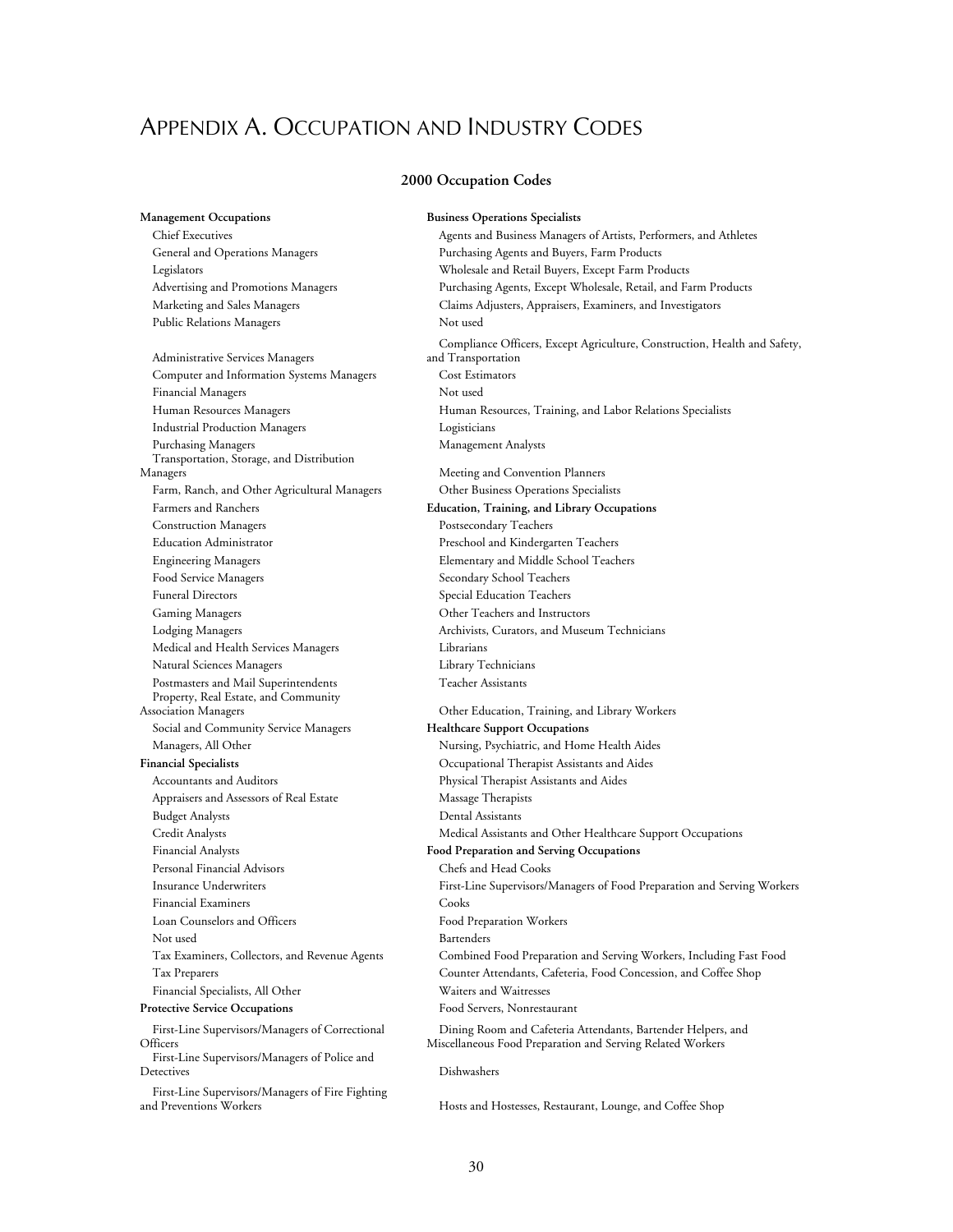# Appendix A. Occupation and Industry Codes

## 2000 Occupation Codes

**Management Occupations**

Chief Executives
General and Operations Managers
Legislators
Advertising and Promotions Managers
Marketing and Sales Managers
Public Relations Managers
Administrative Services Managers
Computer and Information Systems Managers
Financial Managers
Human Resources Managers
Industrial Production Managers
Purchasing Managers
Transportation, Storage, and Distribution Managers
Farm, Ranch, and Other Agricultural Managers
Farmers and Ranchers
Construction Managers
Education Administrator
Engineering Managers
Food Service Managers
Funeral Directors
Gaming Managers
Lodging Managers
Medical and Health Services Managers
Natural Sciences Managers
Postmasters and Mail Superintendents
Property, Real Estate, and Community Association Managers
Social and Community Service Managers
Managers, All Other

**Financial Specialists**

Accountants and Auditors
Appraisers and Assessors of Real Estate
Budget Analysts
Credit Analysts
Financial Analysts
Personal Financial Advisors
Insurance Underwriters
Financial Examiners
Loan Counselors and Officers
Not used
Tax Examiners, Collectors, and Revenue Agents
Tax Preparers
Financial Specialists, All Other

**Protective Service Occupations**

First-Line Supervisors/Managers of Correctional Officers
First-Line Supervisors/Managers of Police and Detectives
First-Line Supervisors/Managers of Fire Fighting and Preventions Workers

**Business Operations Specialists**

Agents and Business Managers of Artists, Performers, and Athletes
Purchasing Agents and Buyers, Farm Products
Wholesale and Retail Buyers, Except Farm Products
Purchasing Agents, Except Wholesale, Retail, and Farm Products
Claims Adjusters, Appraisers, Examiners, and Investigators
Not used
Compliance Officers, Except Agriculture, Construction, Health and Safety, and Transportation
Cost Estimators
Not used
Human Resources, Training, and Labor Relations Specialists
Logisticians
Management Analysts
Meeting and Convention Planners
Other Business Operations Specialists

**Education, Training, and Library Occupations**

Postsecondary Teachers
Preschool and Kindergarten Teachers
Elementary and Middle School Teachers
Secondary School Teachers
Special Education Teachers
Other Teachers and Instructors
Archivists, Curators, and Museum Technicians
Librarians
Library Technicians
Teacher Assistants
Other Education, Training, and Library Workers

**Healthcare Support Occupations**

Nursing, Psychiatric, and Home Health Aides
Occupational Therapist Assistants and Aides
Physical Therapist Assistants and Aides
Massage Therapists
Dental Assistants
Medical Assistants and Other Healthcare Support Occupations

**Food Preparation and Serving Occupations**

Chefs and Head Cooks
First-Line Supervisors/Managers of Food Preparation and Serving Workers
Cooks
Food Preparation Workers
Bartenders
Combined Food Preparation and Serving Workers, Including Fast Food
Counter Attendants, Cafeteria, Food Concession, and Coffee Shop
Waiters and Waitresses
Food Servers, Nonrestaurant
Dining Room and Cafeteria Attendants, Bartender Helpers, and Miscellaneous Food Preparation and Serving Related Workers
Dishwashers
Hosts and Hostesses, Restaurant, Lounge, and Coffee Shop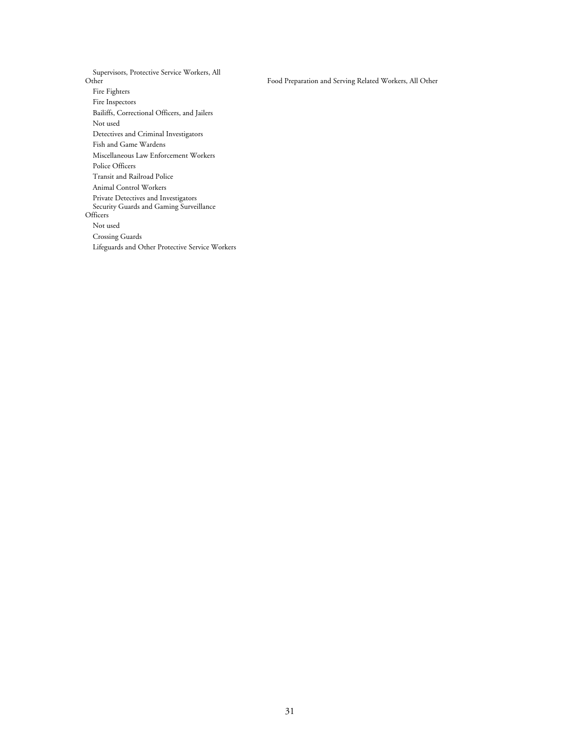Supervisors, Protective Service Workers, All Other

Fire Fighters

Fire Inspectors

Bailiffs, Correctional Officers, and Jailers

Not used

Detectives and Criminal Investigators

Fish and Game Wardens

Miscellaneous Law Enforcement Workers

Police Officers

Transit and Railroad Police

Animal Control Workers

Private Detectives and Investigators

Security Guards and Gaming Surveillance Officers

Not used

Crossing Guards

Lifeguards and Other Protective Service Workers

Food Preparation and Serving Related Workers, All Other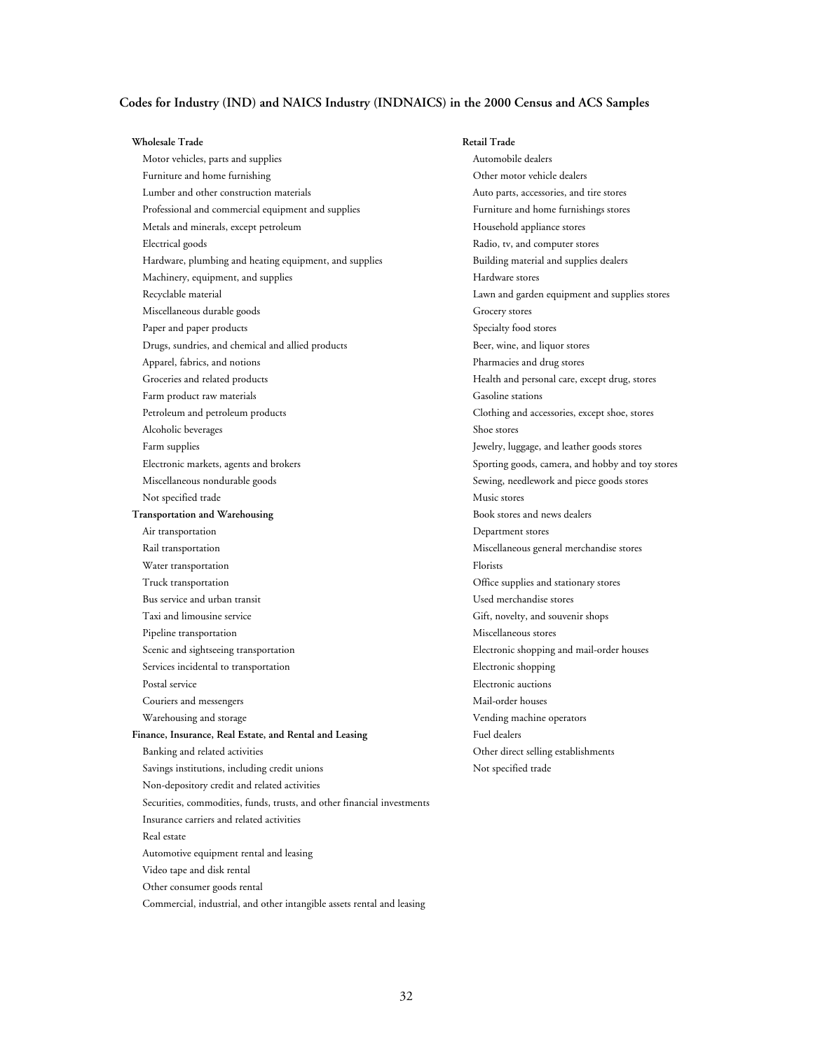## Codes for Industry (IND) and NAICS Industry (INDNAICS) in the 2000 Census and ACS Samples

**Wholesale Trade**

- Motor vehicles, parts and supplies
- Furniture and home furnishing
- Lumber and other construction materials
- Professional and commercial equipment and supplies
- Metals and minerals, except petroleum
- Electrical goods
- Hardware, plumbing and heating equipment, and supplies
- Machinery, equipment, and supplies
- Recyclable material
- Miscellaneous durable goods
- Paper and paper products
- Drugs, sundries, and chemical and allied products
- Apparel, fabrics, and notions
- Groceries and related products
- Farm product raw materials
- Petroleum and petroleum products
- Alcoholic beverages
- Farm supplies
- Electronic markets, agents and brokers
- Miscellaneous nondurable goods
- Not specified trade

**Transportation and Warehousing**

- Air transportation
- Rail transportation
- Water transportation
- Truck transportation
- Bus service and urban transit
- Taxi and limousine service
- Pipeline transportation
- Scenic and sightseeing transportation
- Services incidental to transportation
- Postal service
- Couriers and messengers
- Warehousing and storage

**Finance, Insurance, Real Estate, and Rental and Leasing**

- Banking and related activities
- Savings institutions, including credit unions
- Non-depository credit and related activities
- Securities, commodities, funds, trusts, and other financial investments
- Insurance carriers and related activities
- Real estate
- Automotive equipment rental and leasing
- Video tape and disk rental
- Other consumer goods rental
- Commercial, industrial, and other intangible assets rental and leasing

**Retail Trade**

- Automobile dealers
- Other motor vehicle dealers
- Auto parts, accessories, and tire stores
- Furniture and home furnishings stores
- Household appliance stores
- Radio, tv, and computer stores
- Building material and supplies dealers
- Hardware stores
- Lawn and garden equipment and supplies stores
- Grocery stores
- Specialty food stores
- Beer, wine, and liquor stores
- Pharmacies and drug stores
- Health and personal care, except drug, stores
- Gasoline stations
- Clothing and accessories, except shoe, stores
- Shoe stores
- Jewelry, luggage, and leather goods stores
- Sporting goods, camera, and hobby and toy stores
- Sewing, needlework and piece goods stores
- Music stores
- Book stores and news dealers
- Department stores
- Miscellaneous general merchandise stores
- Florists
- Office supplies and stationary stores
- Used merchandise stores
- Gift, novelty, and souvenir shops
- Miscellaneous stores
- Electronic shopping and mail-order houses
- Electronic shopping
- Electronic auctions
- Mail-order houses
- Vending machine operators
- Fuel dealers
- Other direct selling establishments
- Not specified trade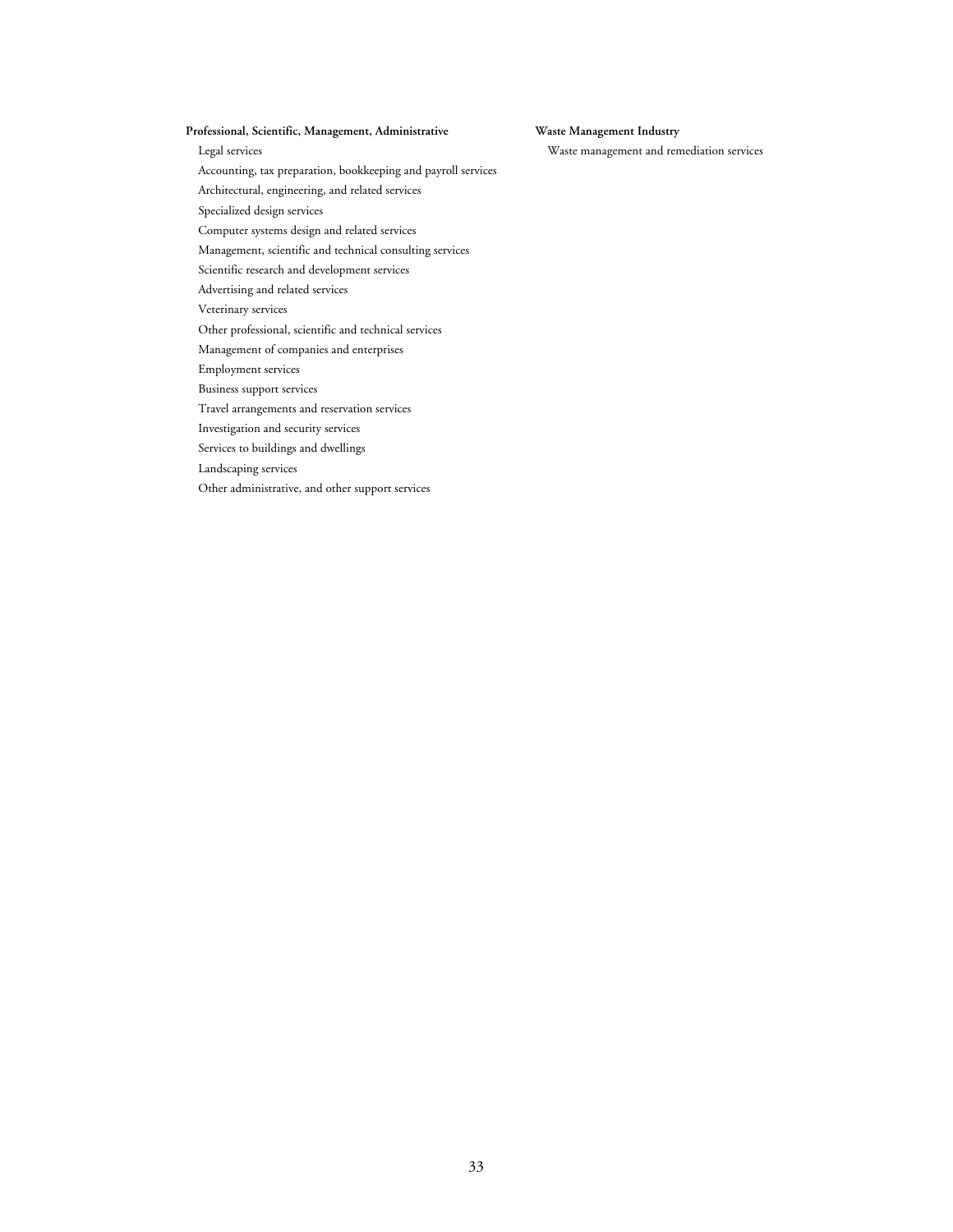**Professional, Scientific, Management, Administrative**

- Legal services
- Accounting, tax preparation, bookkeeping and payroll services
- Architectural, engineering, and related services
- Specialized design services
- Computer systems design and related services
- Management, scientific and technical consulting services
- Scientific research and development services
- Advertising and related services
- Veterinary services
- Other professional, scientific and technical services
- Management of companies and enterprises
- Employment services
- Business support services
- Travel arrangements and reservation services
- Investigation and security services
- Services to buildings and dwellings
- Landscaping services
- Other administrative, and other support services

**Waste Management Industry**

- Waste management and remediation services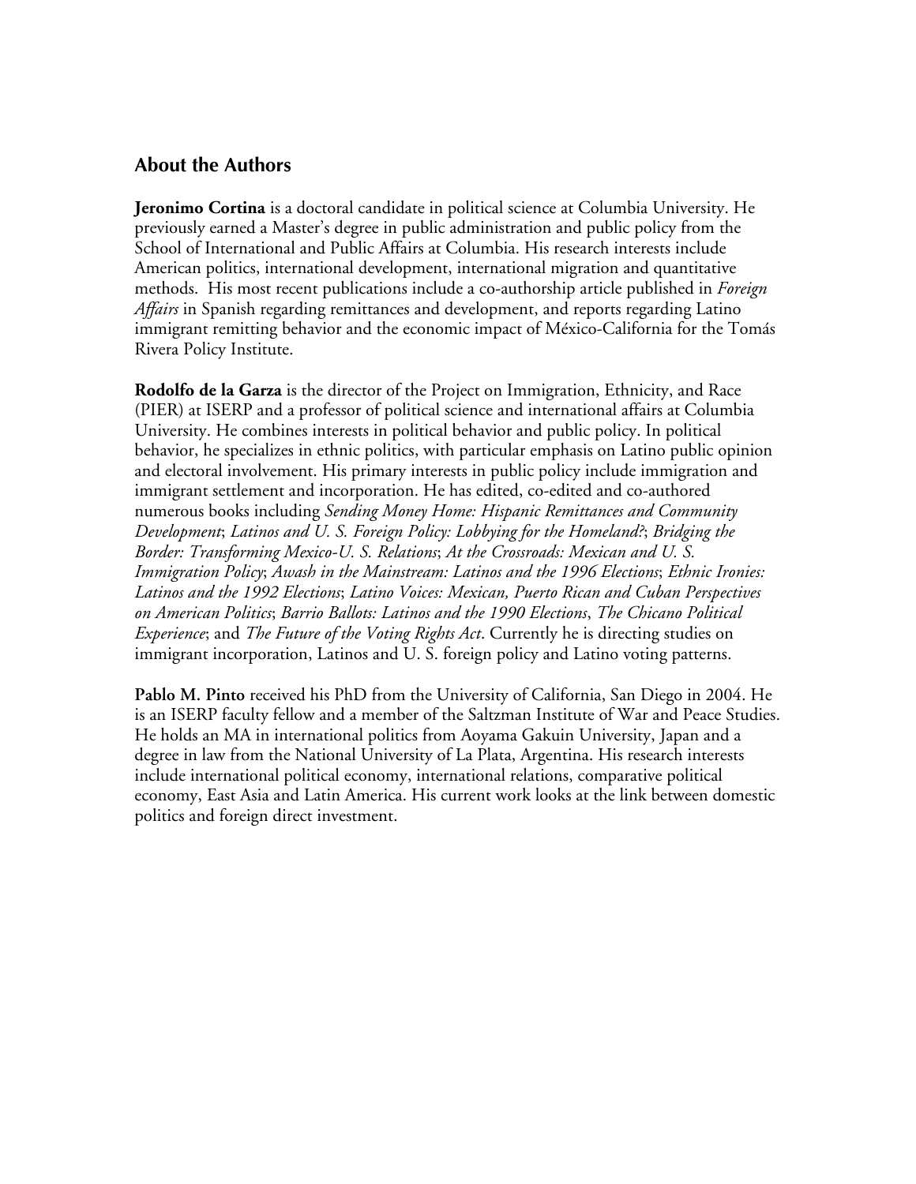## About the Authors

**Jeronimo Cortina** is a doctoral candidate in political science at Columbia University. He previously earned a Master's degree in public administration and public policy from the School of International and Public Affairs at Columbia. His research interests include American politics, international development, international migration and quantitative methods. His most recent publications include a co-authorship article published in *Foreign Affairs* in Spanish regarding remittances and development, and reports regarding Latino immigrant remitting behavior and the economic impact of México-California for the Tomás Rivera Policy Institute.

**Rodolfo de la Garza** is the director of the Project on Immigration, Ethnicity, and Race (PIER) at ISERP and a professor of political science and international affairs at Columbia University. He combines interests in political behavior and public policy. In political behavior, he specializes in ethnic politics, with particular emphasis on Latino public opinion and electoral involvement. His primary interests in public policy include immigration and immigrant settlement and incorporation. He has edited, co-edited and co-authored numerous books including *Sending Money Home: Hispanic Remittances and Community Development*; *Latinos and U. S. Foreign Policy: Lobbying for the Homeland?*; *Bridging the Border: Transforming Mexico-U. S. Relations*; *At the Crossroads: Mexican and U. S. Immigration Policy*; *Awash in the Mainstream: Latinos and the 1996 Elections*; *Ethnic Ironies: Latinos and the 1992 Elections*; *Latino Voices: Mexican, Puerto Rican and Cuban Perspectives on American Politics*; *Barrio Ballots: Latinos and the 1990 Elections*, *The Chicano Political Experience*; and *The Future of the Voting Rights Act*. Currently he is directing studies on immigrant incorporation, Latinos and U. S. foreign policy and Latino voting patterns.

**Pablo M. Pinto** received his PhD from the University of California, San Diego in 2004. He is an ISERP faculty fellow and a member of the Saltzman Institute of War and Peace Studies. He holds an MA in international politics from Aoyama Gakuin University, Japan and a degree in law from the National University of La Plata, Argentina. His research interests include international political economy, international relations, comparative political economy, East Asia and Latin America. His current work looks at the link between domestic politics and foreign direct investment.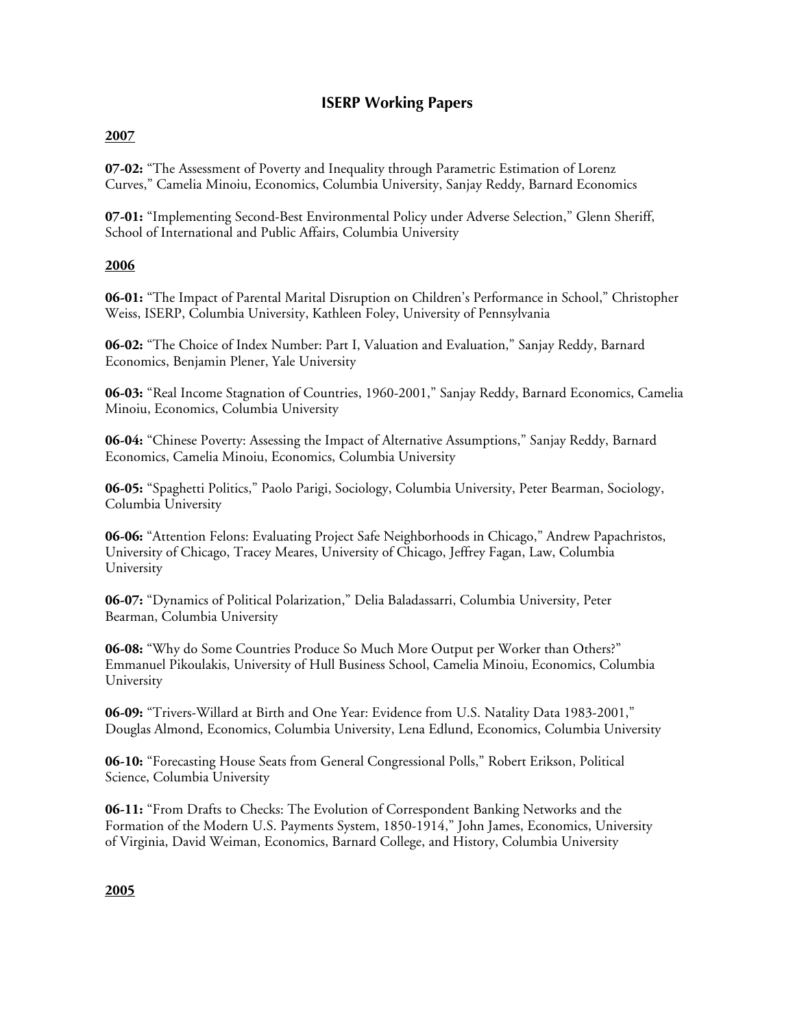## ISERP Working Papers

**2007**

**07-02:** "The Assessment of Poverty and Inequality through Parametric Estimation of Lorenz Curves," Camelia Minoiu, Economics, Columbia University, Sanjay Reddy, Barnard Economics

**07-01:** "Implementing Second-Best Environmental Policy under Adverse Selection," Glenn Sheriff, School of International and Public Affairs, Columbia University

**2006**

**06-01:** "The Impact of Parental Marital Disruption on Children's Performance in School," Christopher Weiss, ISERP, Columbia University, Kathleen Foley, University of Pennsylvania

**06-02:** "The Choice of Index Number: Part I, Valuation and Evaluation," Sanjay Reddy, Barnard Economics, Benjamin Plener, Yale University

**06-03:** "Real Income Stagnation of Countries, 1960-2001," Sanjay Reddy, Barnard Economics, Camelia Minoiu, Economics, Columbia University

**06-04:** "Chinese Poverty: Assessing the Impact of Alternative Assumptions," Sanjay Reddy, Barnard Economics, Camelia Minoiu, Economics, Columbia University

**06-05:** "Spaghetti Politics," Paolo Parigi, Sociology, Columbia University, Peter Bearman, Sociology, Columbia University

**06-06:** "Attention Felons: Evaluating Project Safe Neighborhoods in Chicago," Andrew Papachristos, University of Chicago, Tracey Meares, University of Chicago, Jeffrey Fagan, Law, Columbia University

**06-07:** "Dynamics of Political Polarization," Delia Baladassarri, Columbia University, Peter Bearman, Columbia University

**06-08:** "Why do Some Countries Produce So Much More Output per Worker than Others?" Emmanuel Pikoulakis, University of Hull Business School, Camelia Minoiu, Economics, Columbia University

**06-09:** "Trivers-Willard at Birth and One Year: Evidence from U.S. Natality Data 1983-2001," Douglas Almond, Economics, Columbia University, Lena Edlund, Economics, Columbia University

**06-10:** "Forecasting House Seats from General Congressional Polls," Robert Erikson, Political Science, Columbia University

**06-11:** "From Drafts to Checks: The Evolution of Correspondent Banking Networks and the Formation of the Modern U.S. Payments System, 1850-1914," John James, Economics, University of Virginia, David Weiman, Economics, Barnard College, and History, Columbia University

**2005**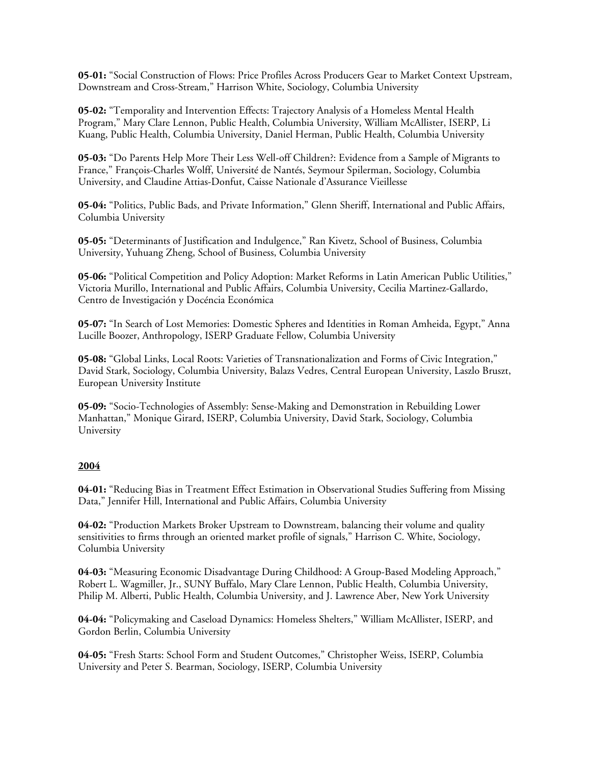**05-01:** "Social Construction of Flows: Price Profiles Across Producers Gear to Market Context Upstream, Downstream and Cross-Stream," Harrison White, Sociology, Columbia University

**05-02:** "Temporality and Intervention Effects: Trajectory Analysis of a Homeless Mental Health Program," Mary Clare Lennon, Public Health, Columbia University, William McAllister, ISERP, Li Kuang, Public Health, Columbia University, Daniel Herman, Public Health, Columbia University

**05-03:** "Do Parents Help More Their Less Well-off Children?: Evidence from a Sample of Migrants to France," François-Charles Wolff, Université de Nantés, Seymour Spilerman, Sociology, Columbia University, and Claudine Attias-Donfut, Caisse Nationale d'Assurance Vieillesse

**05-04:** "Politics, Public Bads, and Private Information," Glenn Sheriff, International and Public Affairs, Columbia University

**05-05:** "Determinants of Justification and Indulgence," Ran Kivetz, School of Business, Columbia University, Yuhuang Zheng, School of Business, Columbia University

**05-06:** "Political Competition and Policy Adoption: Market Reforms in Latin American Public Utilities," Victoria Murillo, International and Public Affairs, Columbia University, Cecilia Martinez-Gallardo, Centro de Investigación y Docéncia Económica

**05-07:** "In Search of Lost Memories: Domestic Spheres and Identities in Roman Amheida, Egypt," Anna Lucille Boozer, Anthropology, ISERP Graduate Fellow, Columbia University

**05-08:** "Global Links, Local Roots: Varieties of Transnationalization and Forms of Civic Integration," David Stark, Sociology, Columbia University, Balazs Vedres, Central European University, Laszlo Bruszt, European University Institute

**05-09:** "Socio-Technologies of Assembly: Sense-Making and Demonstration in Rebuilding Lower Manhattan," Monique Girard, ISERP, Columbia University, David Stark, Sociology, Columbia University

## 2004

**04-01:** "Reducing Bias in Treatment Effect Estimation in Observational Studies Suffering from Missing Data," Jennifer Hill, International and Public Affairs, Columbia University

**04-02:** "Production Markets Broker Upstream to Downstream, balancing their volume and quality sensitivities to firms through an oriented market profile of signals," Harrison C. White, Sociology, Columbia University

**04-03:** "Measuring Economic Disadvantage During Childhood: A Group-Based Modeling Approach," Robert L. Wagmiller, Jr., SUNY Buffalo, Mary Clare Lennon, Public Health, Columbia University, Philip M. Alberti, Public Health, Columbia University, and J. Lawrence Aber, New York University

**04-04:** "Policymaking and Caseload Dynamics: Homeless Shelters," William McAllister, ISERP, and Gordon Berlin, Columbia University

**04-05:** "Fresh Starts: School Form and Student Outcomes," Christopher Weiss, ISERP, Columbia University and Peter S. Bearman, Sociology, ISERP, Columbia University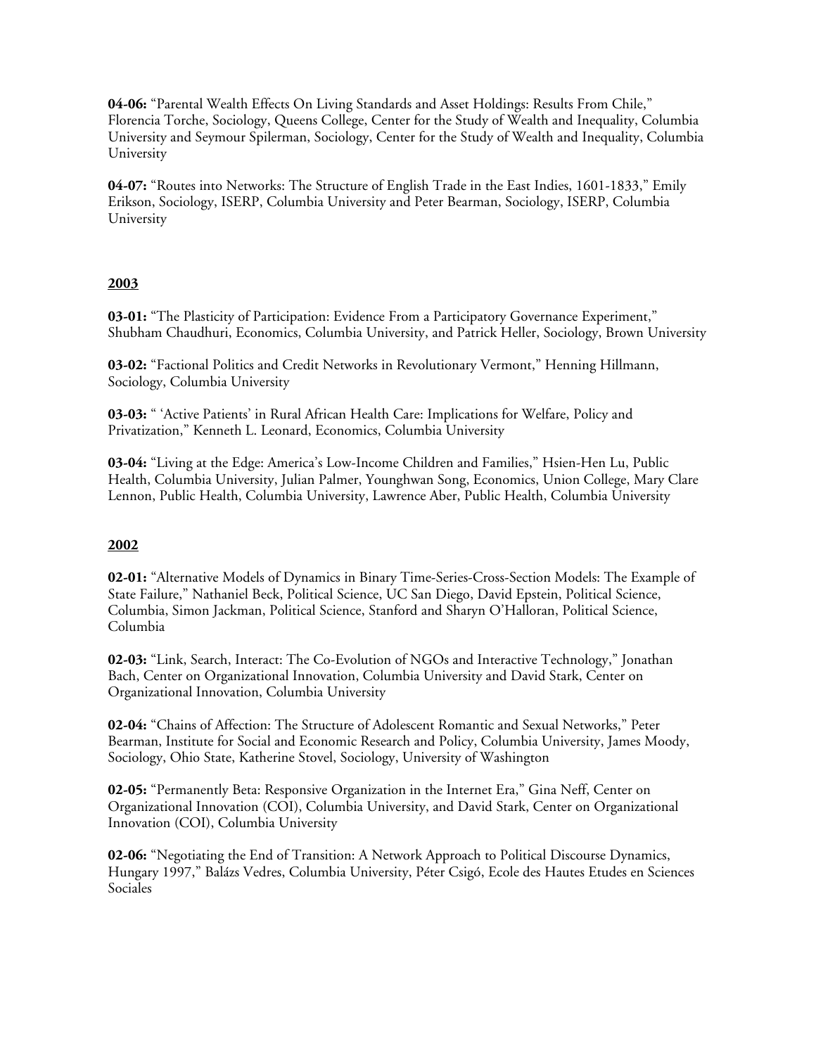**04-06:** "Parental Wealth Effects On Living Standards and Asset Holdings: Results From Chile," Florencia Torche, Sociology, Queens College, Center for the Study of Wealth and Inequality, Columbia University and Seymour Spilerman, Sociology, Center for the Study of Wealth and Inequality, Columbia University

**04-07:** "Routes into Networks: The Structure of English Trade in the East Indies, 1601-1833," Emily Erikson, Sociology, ISERP, Columbia University and Peter Bearman, Sociology, ISERP, Columbia University

## 2003

**03-01:** "The Plasticity of Participation: Evidence From a Participatory Governance Experiment," Shubham Chaudhuri, Economics, Columbia University, and Patrick Heller, Sociology, Brown University

**03-02:** "Factional Politics and Credit Networks in Revolutionary Vermont," Henning Hillmann, Sociology, Columbia University

**03-03:** " 'Active Patients' in Rural African Health Care: Implications for Welfare, Policy and Privatization," Kenneth L. Leonard, Economics, Columbia University

**03-04:** "Living at the Edge: America's Low-Income Children and Families," Hsien-Hen Lu, Public Health, Columbia University, Julian Palmer, Younghwan Song, Economics, Union College, Mary Clare Lennon, Public Health, Columbia University, Lawrence Aber, Public Health, Columbia University

## 2002

**02-01:** "Alternative Models of Dynamics in Binary Time-Series-Cross-Section Models: The Example of State Failure," Nathaniel Beck, Political Science, UC San Diego, David Epstein, Political Science, Columbia, Simon Jackman, Political Science, Stanford and Sharyn O'Halloran, Political Science, Columbia

**02-03:** "Link, Search, Interact: The Co-Evolution of NGOs and Interactive Technology," Jonathan Bach, Center on Organizational Innovation, Columbia University and David Stark, Center on Organizational Innovation, Columbia University

**02-04:** "Chains of Affection: The Structure of Adolescent Romantic and Sexual Networks," Peter Bearman, Institute for Social and Economic Research and Policy, Columbia University, James Moody, Sociology, Ohio State, Katherine Stovel, Sociology, University of Washington

**02-05:** "Permanently Beta: Responsive Organization in the Internet Era," Gina Neff, Center on Organizational Innovation (COI), Columbia University, and David Stark, Center on Organizational Innovation (COI), Columbia University

**02-06:** "Negotiating the End of Transition: A Network Approach to Political Discourse Dynamics, Hungary 1997," Balázs Vedres, Columbia University, Péter Csigó, Ecole des Hautes Etudes en Sciences Sociales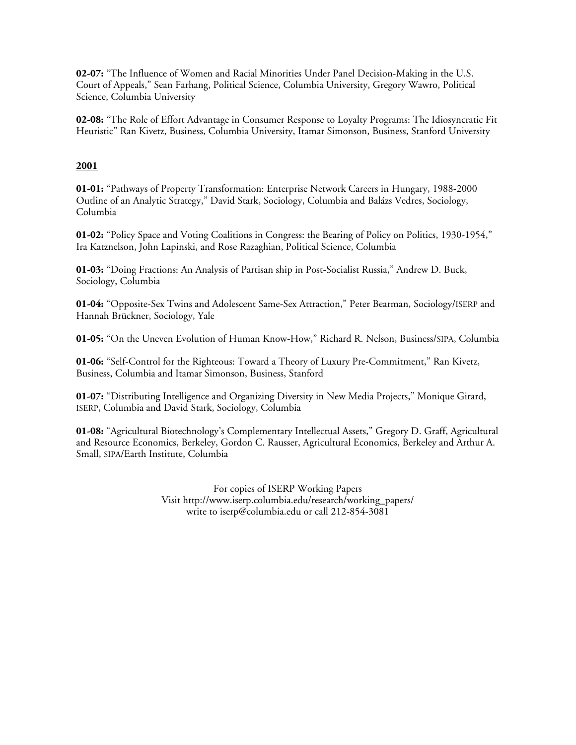**02-07:** "The Influence of Women and Racial Minorities Under Panel Decision-Making in the U.S. Court of Appeals," Sean Farhang, Political Science, Columbia University, Gregory Wawro, Political Science, Columbia University

**02-08:** "The Role of Effort Advantage in Consumer Response to Loyalty Programs: The Idiosyncratic Fit Heuristic" Ran Kivetz, Business, Columbia University, Itamar Simonson, Business, Stanford University

## 2001

**01-01:** "Pathways of Property Transformation: Enterprise Network Careers in Hungary, 1988-2000 Outline of an Analytic Strategy," David Stark, Sociology, Columbia and Balázs Vedres, Sociology, Columbia

**01-02:** "Policy Space and Voting Coalitions in Congress: the Bearing of Policy on Politics, 1930-1954," Ira Katznelson, John Lapinski, and Rose Razaghian, Political Science, Columbia

**01-03:** "Doing Fractions: An Analysis of Partisan ship in Post-Socialist Russia," Andrew D. Buck, Sociology, Columbia

**01-04:** "Opposite-Sex Twins and Adolescent Same-Sex Attraction," Peter Bearman, Sociology/ISERP and Hannah Brückner, Sociology, Yale

**01-05:** "On the Uneven Evolution of Human Know-How," Richard R. Nelson, Business/SIPA, Columbia

**01-06:** "Self-Control for the Righteous: Toward a Theory of Luxury Pre-Commitment," Ran Kivetz, Business, Columbia and Itamar Simonson, Business, Stanford

**01-07:** "Distributing Intelligence and Organizing Diversity in New Media Projects," Monique Girard, ISERP, Columbia and David Stark, Sociology, Columbia

**01-08:** "Agricultural Biotechnology's Complementary Intellectual Assets," Gregory D. Graff, Agricultural and Resource Economics, Berkeley, Gordon C. Rausser, Agricultural Economics, Berkeley and Arthur A. Small, SIPA/Earth Institute, Columbia

For copies of ISERP Working Papers
Visit http://www.iserp.columbia.edu/research/working_papers/
write to iserp@columbia.edu or call 212-854-3081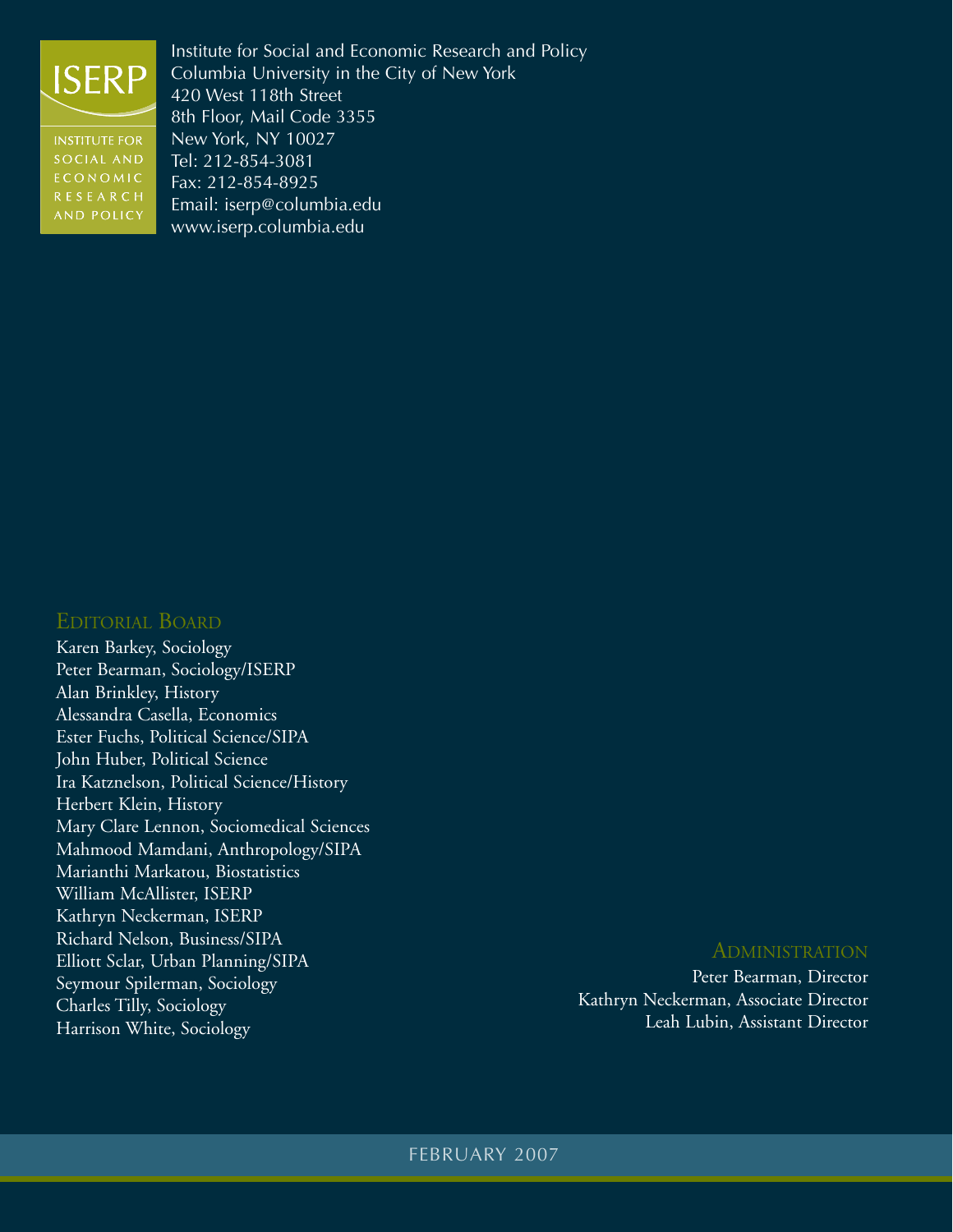ISERP

INSTITUTE FOR SOCIAL AND ECONOMIC RESEARCH AND POLICY

Institute for Social and Economic Research and Policy
Columbia University in the City of New York
420 West 118th Street
8th Floor, Mail Code 3355
New York, NY 10027
Tel: 212-854-3081
Fax: 212-854-8925
Email: iserp@columbia.edu
www.iserp.columbia.edu

## Editorial Board

Karen Barkey, Sociology
Peter Bearman, Sociology/ISERP
Alan Brinkley, History
Alessandra Casella, Economics
Ester Fuchs, Political Science/SIPA
John Huber, Political Science
Ira Katznelson, Political Science/History
Herbert Klein, History
Mary Clare Lennon, Sociomedical Sciences
Mahmood Mamdani, Anthropology/SIPA
Marianthi Markatou, Biostatistics
William McAllister, ISERP
Kathryn Neckerman, ISERP
Richard Nelson, Business/SIPA
Elliott Sclar, Urban Planning/SIPA
Seymour Spilerman, Sociology
Charles Tilly, Sociology
Harrison White, Sociology

## Administration

Peter Bearman, Director
Kathryn Neckerman, Associate Director
Leah Lubin, Assistant Director

FEBRUARY 2007